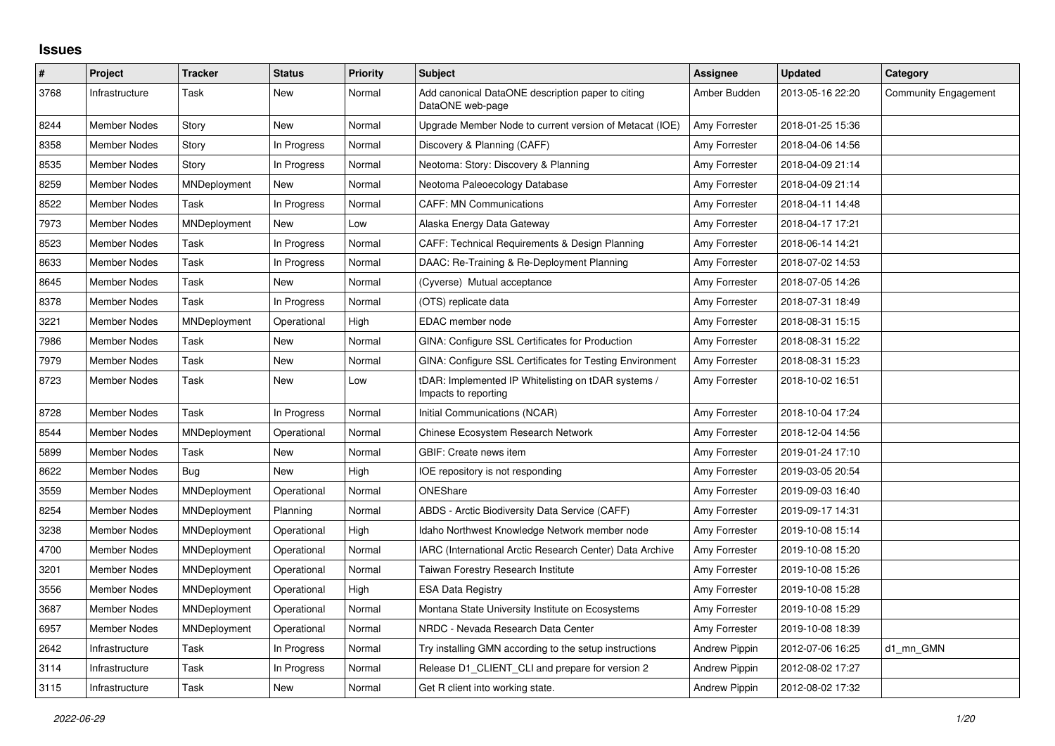# Issues

| # | Project | Tracker | Status | Priority | Subject | Assignee | Updated | Category |
|---|---|---|---|---|---|---|---|---|
| 3768 | Infrastructure | Task | New | Normal | Add canonical DataONE description paper to citing DataONE web-page | Amber Budden | 2013-05-16 22:20 | Community Engagement |
| 8244 | Member Nodes | Story | New | Normal | Upgrade Member Node to current version of Metacat (IOE) | Amy Forrester | 2018-01-25 15:36 | |
| 8358 | Member Nodes | Story | In Progress | Normal | Discovery & Planning (CAFF) | Amy Forrester | 2018-04-06 14:56 | |
| 8535 | Member Nodes | Story | In Progress | Normal | Neotoma: Story: Discovery & Planning | Amy Forrester | 2018-04-09 21:14 | |
| 8259 | Member Nodes | MNDeployment | New | Normal | Neotoma Paleoecology Database | Amy Forrester | 2018-04-09 21:14 | |
| 8522 | Member Nodes | Task | In Progress | Normal | CAFF: MN Communications | Amy Forrester | 2018-04-11 14:48 | |
| 7973 | Member Nodes | MNDeployment | New | Low | Alaska Energy Data Gateway | Amy Forrester | 2018-04-17 17:21 | |
| 8523 | Member Nodes | Task | In Progress | Normal | CAFF: Technical Requirements & Design Planning | Amy Forrester | 2018-06-14 14:21 | |
| 8633 | Member Nodes | Task | In Progress | Normal | DAAC: Re-Training & Re-Deployment Planning | Amy Forrester | 2018-07-02 14:53 | |
| 8645 | Member Nodes | Task | New | Normal | (Cyverse) Mutual acceptance | Amy Forrester | 2018-07-05 14:26 | |
| 8378 | Member Nodes | Task | In Progress | Normal | (OTS) replicate data | Amy Forrester | 2018-07-31 18:49 | |
| 3221 | Member Nodes | MNDeployment | Operational | High | EDAC member node | Amy Forrester | 2018-08-31 15:15 | |
| 7986 | Member Nodes | Task | New | Normal | GINA: Configure SSL Certificates for Production | Amy Forrester | 2018-08-31 15:22 | |
| 7979 | Member Nodes | Task | New | Normal | GINA: Configure SSL Certificates for Testing Environment | Amy Forrester | 2018-08-31 15:23 | |
| 8723 | Member Nodes | Task | New | Low | tDAR: Implemented IP Whitelisting on tDAR systems / Impacts to reporting | Amy Forrester | 2018-10-02 16:51 | |
| 8728 | Member Nodes | Task | In Progress | Normal | Initial Communications (NCAR) | Amy Forrester | 2018-10-04 17:24 | |
| 8544 | Member Nodes | MNDeployment | Operational | Normal | Chinese Ecosystem Research Network | Amy Forrester | 2018-12-04 14:56 | |
| 5899 | Member Nodes | Task | New | Normal | GBIF: Create news item | Amy Forrester | 2019-01-24 17:10 | |
| 8622 | Member Nodes | Bug | New | High | IOE repository is not responding | Amy Forrester | 2019-03-05 20:54 | |
| 3559 | Member Nodes | MNDeployment | Operational | Normal | ONEShare | Amy Forrester | 2019-09-03 16:40 | |
| 8254 | Member Nodes | MNDeployment | Planning | Normal | ABDS - Arctic Biodiversity Data Service (CAFF) | Amy Forrester | 2019-09-17 14:31 | |
| 3238 | Member Nodes | MNDeployment | Operational | High | Idaho Northwest Knowledge Network member node | Amy Forrester | 2019-10-08 15:14 | |
| 4700 | Member Nodes | MNDeployment | Operational | Normal | IARC (International Arctic Research Center) Data Archive | Amy Forrester | 2019-10-08 15:20 | |
| 3201 | Member Nodes | MNDeployment | Operational | Normal | Taiwan Forestry Research Institute | Amy Forrester | 2019-10-08 15:26 | |
| 3556 | Member Nodes | MNDeployment | Operational | High | ESA Data Registry | Amy Forrester | 2019-10-08 15:28 | |
| 3687 | Member Nodes | MNDeployment | Operational | Normal | Montana State University Institute on Ecosystems | Amy Forrester | 2019-10-08 15:29 | |
| 6957 | Member Nodes | MNDeployment | Operational | Normal | NRDC - Nevada Research Data Center | Amy Forrester | 2019-10-08 18:39 | |
| 2642 | Infrastructure | Task | In Progress | Normal | Try installing GMN according to the setup instructions | Andrew Pippin | 2012-07-06 16:25 | d1_mn_GMN |
| 3114 | Infrastructure | Task | In Progress | Normal | Release D1_CLIENT_CLI and prepare for version 2 | Andrew Pippin | 2012-08-02 17:27 | |
| 3115 | Infrastructure | Task | New | Normal | Get R client into working state. | Andrew Pippin | 2012-08-02 17:32 | |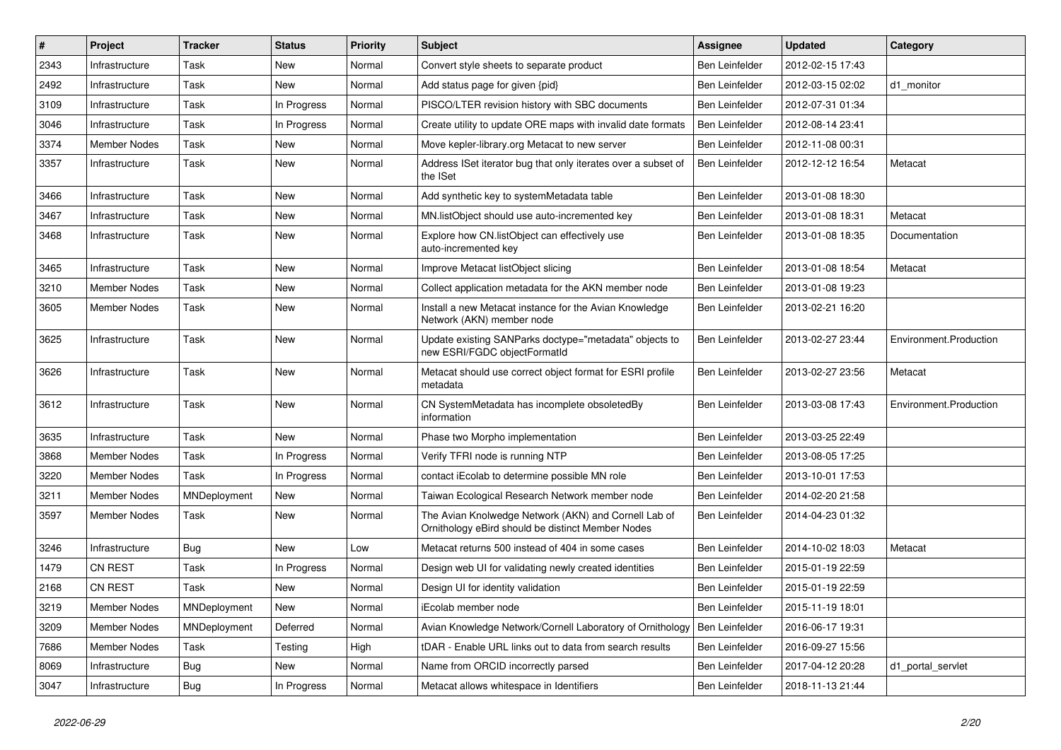| # | Project | Tracker | Status | Priority | Subject | Assignee | Updated | Category |
|---|---|---|---|---|---|---|---|---|
| 2343 | Infrastructure | Task | New | Normal | Convert style sheets to separate product | Ben Leinfelder | 2012-02-15 17:43 | |
| 2492 | Infrastructure | Task | New | Normal | Add status page for given {pid} | Ben Leinfelder | 2012-03-15 02:02 | d1_monitor |
| 3109 | Infrastructure | Task | In Progress | Normal | PISCO/LTER revision history with SBC documents | Ben Leinfelder | 2012-07-31 01:34 | |
| 3046 | Infrastructure | Task | In Progress | Normal | Create utility to update ORE maps with invalid date formats | Ben Leinfelder | 2012-08-14 23:41 | |
| 3374 | Member Nodes | Task | New | Normal | Move kepler-library.org Metacat to new server | Ben Leinfelder | 2012-11-08 00:31 | |
| 3357 | Infrastructure | Task | New | Normal | Address ISet iterator bug that only iterates over a subset of the ISet | Ben Leinfelder | 2012-12-12 16:54 | Metacat |
| 3466 | Infrastructure | Task | New | Normal | Add synthetic key to systemMetadata table | Ben Leinfelder | 2013-01-08 18:30 | |
| 3467 | Infrastructure | Task | New | Normal | MN.listObject should use auto-incremented key | Ben Leinfelder | 2013-01-08 18:31 | Metacat |
| 3468 | Infrastructure | Task | New | Normal | Explore how CN.listObject can effectively use auto-incremented key | Ben Leinfelder | 2013-01-08 18:35 | Documentation |
| 3465 | Infrastructure | Task | New | Normal | Improve Metacat listObject slicing | Ben Leinfelder | 2013-01-08 18:54 | Metacat |
| 3210 | Member Nodes | Task | New | Normal | Collect application metadata for the AKN member node | Ben Leinfelder | 2013-01-08 19:23 | |
| 3605 | Member Nodes | Task | New | Normal | Install a new Metacat instance for the Avian Knowledge Network (AKN) member node | Ben Leinfelder | 2013-02-21 16:20 | |
| 3625 | Infrastructure | Task | New | Normal | Update existing SANParks doctype="metadata" objects to new ESRI/FGDC objectFormatId | Ben Leinfelder | 2013-02-27 23:44 | Environment.Production |
| 3626 | Infrastructure | Task | New | Normal | Metacat should use correct object format for ESRI profile metadata | Ben Leinfelder | 2013-02-27 23:56 | Metacat |
| 3612 | Infrastructure | Task | New | Normal | CN SystemMetadata has incomplete obsoletedBy information | Ben Leinfelder | 2013-03-08 17:43 | Environment.Production |
| 3635 | Infrastructure | Task | New | Normal | Phase two Morpho implementation | Ben Leinfelder | 2013-03-25 22:49 | |
| 3868 | Member Nodes | Task | In Progress | Normal | Verify TFRI node is running NTP | Ben Leinfelder | 2013-08-05 17:25 | |
| 3220 | Member Nodes | Task | In Progress | Normal | contact iEcolab to determine possible MN role | Ben Leinfelder | 2013-10-01 17:53 | |
| 3211 | Member Nodes | MNDeployment | New | Normal | Taiwan Ecological Research Network member node | Ben Leinfelder | 2014-02-20 21:58 | |
| 3597 | Member Nodes | Task | New | Normal | The Avian Knolwedge Network (AKN) and Cornell Lab of Ornithology eBird should be distinct Member Nodes | Ben Leinfelder | 2014-04-23 01:32 | |
| 3246 | Infrastructure | Bug | New | Low | Metacat returns 500 instead of 404 in some cases | Ben Leinfelder | 2014-10-02 18:03 | Metacat |
| 1479 | CN REST | Task | In Progress | Normal | Design web UI for validating newly created identities | Ben Leinfelder | 2015-01-19 22:59 | |
| 2168 | CN REST | Task | New | Normal | Design UI for identity validation | Ben Leinfelder | 2015-01-19 22:59 | |
| 3219 | Member Nodes | MNDeployment | New | Normal | iEcolab member node | Ben Leinfelder | 2015-11-19 18:01 | |
| 3209 | Member Nodes | MNDeployment | Deferred | Normal | Avian Knowledge Network/Cornell Laboratory of Ornithology | Ben Leinfelder | 2016-06-17 19:31 | |
| 7686 | Member Nodes | Task | Testing | High | tDAR - Enable URL links out to data from search results | Ben Leinfelder | 2016-09-27 15:56 | |
| 8069 | Infrastructure | Bug | New | Normal | Name from ORCID incorrectly parsed | Ben Leinfelder | 2017-04-12 20:28 | d1_portal_servlet |
| 3047 | Infrastructure | Bug | In Progress | Normal | Metacat allows whitespace in Identifiers | Ben Leinfelder | 2018-11-13 21:44 | |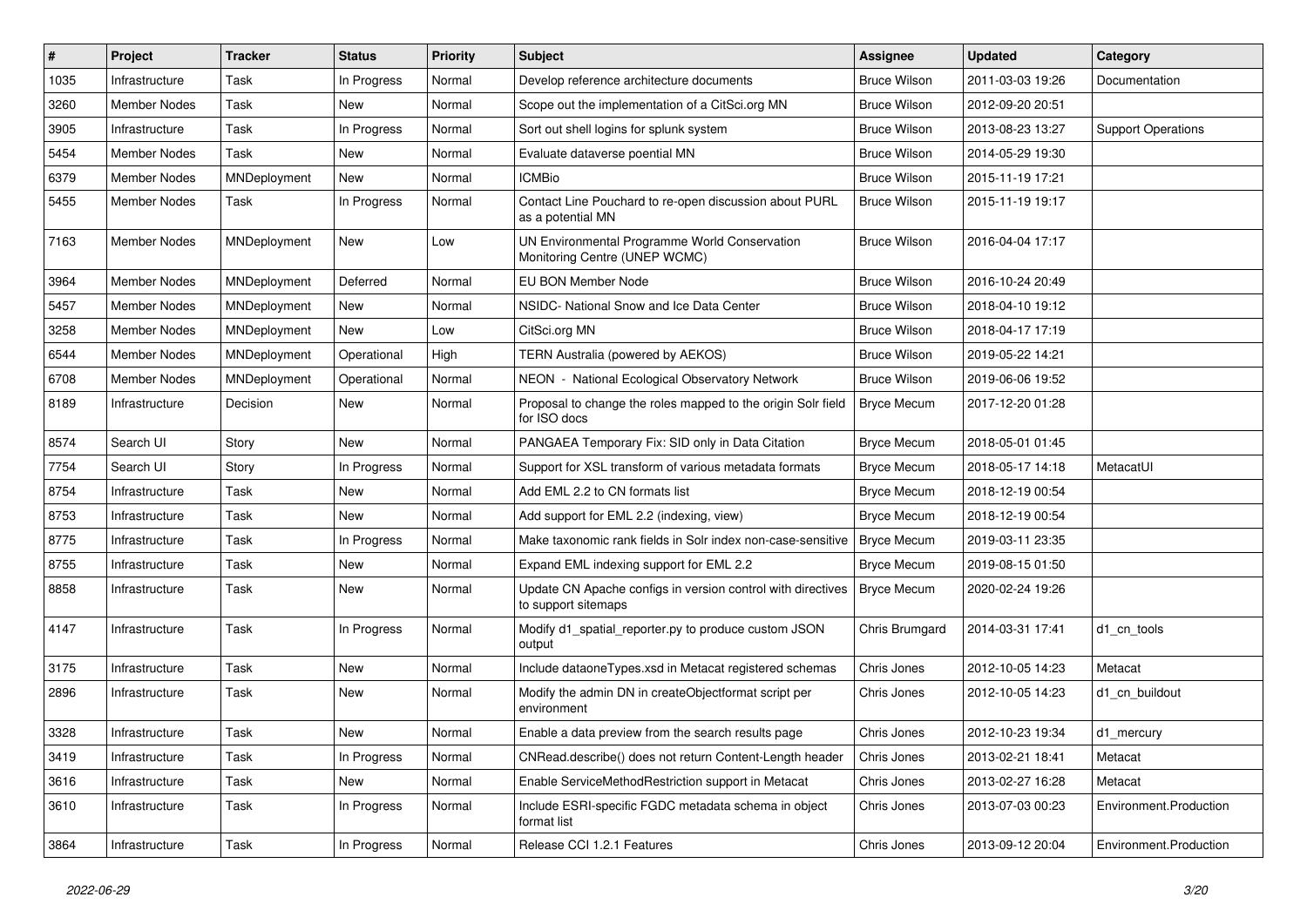| # | Project | Tracker | Status | Priority | Subject | Assignee | Updated | Category |
|---|---|---|---|---|---|---|---|---|
| 1035 | Infrastructure | Task | In Progress | Normal | Develop reference architecture documents | Bruce Wilson | 2011-03-03 19:26 | Documentation |
| 3260 | Member Nodes | Task | New | Normal | Scope out the implementation of a CitSci.org MN | Bruce Wilson | 2012-09-20 20:51 | |
| 3905 | Infrastructure | Task | In Progress | Normal | Sort out shell logins for splunk system | Bruce Wilson | 2013-08-23 13:27 | Support Operations |
| 5454 | Member Nodes | Task | New | Normal | Evaluate dataverse poential MN | Bruce Wilson | 2014-05-29 19:30 | |
| 6379 | Member Nodes | MNDeployment | New | Normal | ICMBio | Bruce Wilson | 2015-11-19 17:21 | |
| 5455 | Member Nodes | Task | In Progress | Normal | Contact Line Pouchard to re-open discussion about PURL as a potential MN | Bruce Wilson | 2015-11-19 19:17 | |
| 7163 | Member Nodes | MNDeployment | New | Low | UN Environmental Programme World Conservation Monitoring Centre (UNEP WCMC) | Bruce Wilson | 2016-04-04 17:17 | |
| 3964 | Member Nodes | MNDeployment | Deferred | Normal | EU BON Member Node | Bruce Wilson | 2016-10-24 20:49 | |
| 5457 | Member Nodes | MNDeployment | New | Normal | NSIDC- National Snow and Ice Data Center | Bruce Wilson | 2018-04-10 19:12 | |
| 3258 | Member Nodes | MNDeployment | New | Low | CitSci.org MN | Bruce Wilson | 2018-04-17 17:19 | |
| 6544 | Member Nodes | MNDeployment | Operational | High | TERN Australia (powered by AEKOS) | Bruce Wilson | 2019-05-22 14:21 | |
| 6708 | Member Nodes | MNDeployment | Operational | Normal | NEON - National Ecological Observatory Network | Bruce Wilson | 2019-06-06 19:52 | |
| 8189 | Infrastructure | Decision | New | Normal | Proposal to change the roles mapped to the origin Solr field for ISO docs | Bryce Mecum | 2017-12-20 01:28 | |
| 8574 | Search UI | Story | New | Normal | PANGAEA Temporary Fix: SID only in Data Citation | Bryce Mecum | 2018-05-01 01:45 | |
| 7754 | Search UI | Story | In Progress | Normal | Support for XSL transform of various metadata formats | Bryce Mecum | 2018-05-17 14:18 | MetacatUI |
| 8754 | Infrastructure | Task | New | Normal | Add EML 2.2 to CN formats list | Bryce Mecum | 2018-12-19 00:54 | |
| 8753 | Infrastructure | Task | New | Normal | Add support for EML 2.2 (indexing, view) | Bryce Mecum | 2018-12-19 00:54 | |
| 8775 | Infrastructure | Task | In Progress | Normal | Make taxonomic rank fields in Solr index non-case-sensitive | Bryce Mecum | 2019-03-11 23:35 | |
| 8755 | Infrastructure | Task | New | Normal | Expand EML indexing support for EML 2.2 | Bryce Mecum | 2019-08-15 01:50 | |
| 8858 | Infrastructure | Task | New | Normal | Update CN Apache configs in version control with directives to support sitemaps | Bryce Mecum | 2020-02-24 19:26 | |
| 4147 | Infrastructure | Task | In Progress | Normal | Modify d1_spatial_reporter.py to produce custom JSON output | Chris Brumgard | 2014-03-31 17:41 | d1_cn_tools |
| 3175 | Infrastructure | Task | New | Normal | Include dataoneTypes.xsd in Metacat registered schemas | Chris Jones | 2012-10-05 14:23 | Metacat |
| 2896 | Infrastructure | Task | New | Normal | Modify the admin DN in createObjectformat script per environment | Chris Jones | 2012-10-05 14:23 | d1_cn_buildout |
| 3328 | Infrastructure | Task | New | Normal | Enable a data preview from the search results page | Chris Jones | 2012-10-23 19:34 | d1_mercury |
| 3419 | Infrastructure | Task | In Progress | Normal | CNRead.describe() does not return Content-Length header | Chris Jones | 2013-02-21 18:41 | Metacat |
| 3616 | Infrastructure | Task | New | Normal | Enable ServiceMethodRestriction support in Metacat | Chris Jones | 2013-02-27 16:28 | Metacat |
| 3610 | Infrastructure | Task | In Progress | Normal | Include ESRI-specific FGDC metadata schema in object format list | Chris Jones | 2013-07-03 00:23 | Environment.Production |
| 3864 | Infrastructure | Task | In Progress | Normal | Release CCI 1.2.1 Features | Chris Jones | 2013-09-12 20:04 | Environment.Production |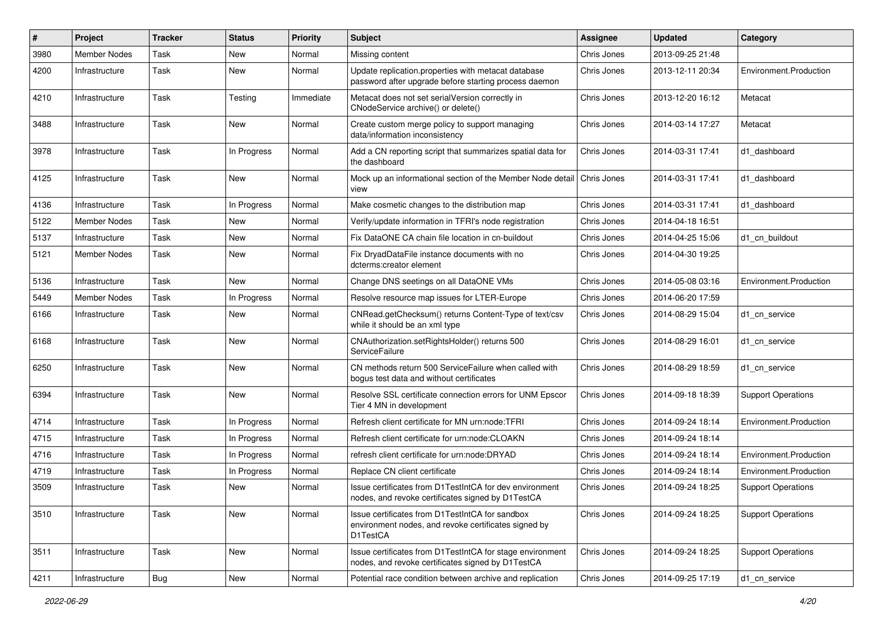| # | Project | Tracker | Status | Priority | Subject | Assignee | Updated | Category |
|---|---|---|---|---|---|---|---|---|
| 3980 | Member Nodes | Task | New | Normal | Missing content | Chris Jones | 2013-09-25 21:48 | |
| 4200 | Infrastructure | Task | New | Normal | Update replication.properties with metacat database password after upgrade before starting process daemon | Chris Jones | 2013-12-11 20:34 | Environment.Production |
| 4210 | Infrastructure | Task | Testing | Immediate | Metacat does not set serialVersion correctly in CNodeService archive() or delete() | Chris Jones | 2013-12-20 16:12 | Metacat |
| 3488 | Infrastructure | Task | New | Normal | Create custom merge policy to support managing data/information inconsistency | Chris Jones | 2014-03-14 17:27 | Metacat |
| 3978 | Infrastructure | Task | In Progress | Normal | Add a CN reporting script that summarizes spatial data for the dashboard | Chris Jones | 2014-03-31 17:41 | d1_dashboard |
| 4125 | Infrastructure | Task | New | Normal | Mock up an informational section of the Member Node detail view | Chris Jones | 2014-03-31 17:41 | d1_dashboard |
| 4136 | Infrastructure | Task | In Progress | Normal | Make cosmetic changes to the distribution map | Chris Jones | 2014-03-31 17:41 | d1_dashboard |
| 5122 | Member Nodes | Task | New | Normal | Verify/update information in TFRI's node registration | Chris Jones | 2014-04-18 16:51 | |
| 5137 | Infrastructure | Task | New | Normal | Fix DataONE CA chain file location in cn-buildout | Chris Jones | 2014-04-25 15:06 | d1_cn_buildout |
| 5121 | Member Nodes | Task | New | Normal | Fix DryadDataFile instance documents with no dcterms:creator element | Chris Jones | 2014-04-30 19:25 | |
| 5136 | Infrastructure | Task | New | Normal | Change DNS seetings on all DataONE VMs | Chris Jones | 2014-05-08 03:16 | Environment.Production |
| 5449 | Member Nodes | Task | In Progress | Normal | Resolve resource map issues for LTER-Europe | Chris Jones | 2014-06-20 17:59 | |
| 6166 | Infrastructure | Task | New | Normal | CNRead.getChecksum() returns Content-Type of text/csv while it should be an xml type | Chris Jones | 2014-08-29 15:04 | d1_cn_service |
| 6168 | Infrastructure | Task | New | Normal | CNAuthorization.setRightsHolder() returns 500 ServiceFailure | Chris Jones | 2014-08-29 16:01 | d1_cn_service |
| 6250 | Infrastructure | Task | New | Normal | CN methods return 500 ServiceFailure when called with bogus test data and without certificates | Chris Jones | 2014-08-29 18:59 | d1_cn_service |
| 6394 | Infrastructure | Task | New | Normal | Resolve SSL certificate connection errors for UNM Epscor Tier 4 MN in development | Chris Jones | 2014-09-18 18:39 | Support Operations |
| 4714 | Infrastructure | Task | In Progress | Normal | Refresh client certificate for MN urn:node:TFRI | Chris Jones | 2014-09-24 18:14 | Environment.Production |
| 4715 | Infrastructure | Task | In Progress | Normal | Refresh client certificate for urn:node:CLOAKN | Chris Jones | 2014-09-24 18:14 | |
| 4716 | Infrastructure | Task | In Progress | Normal | refresh client certificate for urn:node:DRYAD | Chris Jones | 2014-09-24 18:14 | Environment.Production |
| 4719 | Infrastructure | Task | In Progress | Normal | Replace CN client certificate | Chris Jones | 2014-09-24 18:14 | Environment.Production |
| 3509 | Infrastructure | Task | New | Normal | Issue certificates from D1TestIntCA for dev environment nodes, and revoke certificates signed by D1TestCA | Chris Jones | 2014-09-24 18:25 | Support Operations |
| 3510 | Infrastructure | Task | New | Normal | Issue certificates from D1TestIntCA for sandbox environment nodes, and revoke certificates signed by D1TestCA | Chris Jones | 2014-09-24 18:25 | Support Operations |
| 3511 | Infrastructure | Task | New | Normal | Issue certificates from D1TestIntCA for stage environment nodes, and revoke certificates signed by D1TestCA | Chris Jones | 2014-09-24 18:25 | Support Operations |
| 4211 | Infrastructure | Bug | New | Normal | Potential race condition between archive and replication | Chris Jones | 2014-09-25 17:19 | d1_cn_service |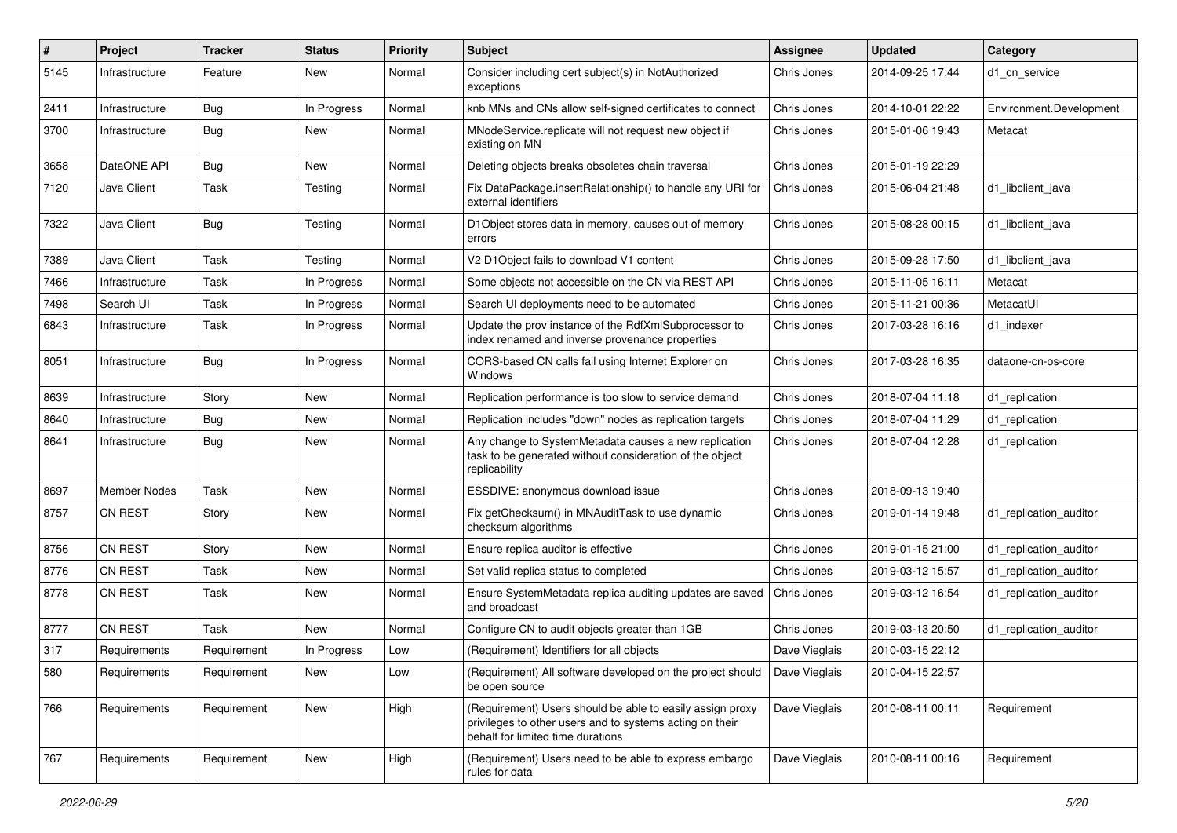| # | Project | Tracker | Status | Priority | Subject | Assignee | Updated | Category |
|---|---|---|---|---|---|---|---|---|
| 5145 | Infrastructure | Feature | New | Normal | Consider including cert subject(s) in NotAuthorized exceptions | Chris Jones | 2014-09-25 17:44 | d1_cn_service |
| 2411 | Infrastructure | Bug | In Progress | Normal | knb MNs and CNs allow self-signed certificates to connect | Chris Jones | 2014-10-01 22:22 | Environment.Development |
| 3700 | Infrastructure | Bug | New | Normal | MNodeService.replicate will not request new object if existing on MN | Chris Jones | 2015-01-06 19:43 | Metacat |
| 3658 | DataONE API | Bug | New | Normal | Deleting objects breaks obsoletes chain traversal | Chris Jones | 2015-01-19 22:29 | |
| 7120 | Java Client | Task | Testing | Normal | Fix DataPackage.insertRelationship() to handle any URI for external identifiers | Chris Jones | 2015-06-04 21:48 | d1_libclient_java |
| 7322 | Java Client | Bug | Testing | Normal | D1Object stores data in memory, causes out of memory errors | Chris Jones | 2015-08-28 00:15 | d1_libclient_java |
| 7389 | Java Client | Task | Testing | Normal | V2 D1Object fails to download V1 content | Chris Jones | 2015-09-28 17:50 | d1_libclient_java |
| 7466 | Infrastructure | Task | In Progress | Normal | Some objects not accessible on the CN via REST API | Chris Jones | 2015-11-05 16:11 | Metacat |
| 7498 | Search UI | Task | In Progress | Normal | Search UI deployments need to be automated | Chris Jones | 2015-11-21 00:36 | MetacatUI |
| 6843 | Infrastructure | Task | In Progress | Normal | Update the prov instance of the RdfXmlSubprocessor to index renamed and inverse provenance properties | Chris Jones | 2017-03-28 16:16 | d1_indexer |
| 8051 | Infrastructure | Bug | In Progress | Normal | CORS-based CN calls fail using Internet Explorer on Windows | Chris Jones | 2017-03-28 16:35 | dataone-cn-os-core |
| 8639 | Infrastructure | Story | New | Normal | Replication performance is too slow to service demand | Chris Jones | 2018-07-04 11:18 | d1_replication |
| 8640 | Infrastructure | Bug | New | Normal | Replication includes "down" nodes as replication targets | Chris Jones | 2018-07-04 11:29 | d1_replication |
| 8641 | Infrastructure | Bug | New | Normal | Any change to SystemMetadata causes a new replication task to be generated without consideration of the object replicability | Chris Jones | 2018-07-04 12:28 | d1_replication |
| 8697 | Member Nodes | Task | New | Normal | ESSDIVE: anonymous download issue | Chris Jones | 2018-09-13 19:40 | |
| 8757 | CN REST | Story | New | Normal | Fix getChecksum() in MNAuditTask to use dynamic checksum algorithms | Chris Jones | 2019-01-14 19:48 | d1_replication_auditor |
| 8756 | CN REST | Story | New | Normal | Ensure replica auditor is effective | Chris Jones | 2019-01-15 21:00 | d1_replication_auditor |
| 8776 | CN REST | Task | New | Normal | Set valid replica status to completed | Chris Jones | 2019-03-12 15:57 | d1_replication_auditor |
| 8778 | CN REST | Task | New | Normal | Ensure SystemMetadata replica auditing updates are saved and broadcast | Chris Jones | 2019-03-12 16:54 | d1_replication_auditor |
| 8777 | CN REST | Task | New | Normal | Configure CN to audit objects greater than 1GB | Chris Jones | 2019-03-13 20:50 | d1_replication_auditor |
| 317 | Requirements | Requirement | In Progress | Low | (Requirement) Identifiers for all objects | Dave Vieglais | 2010-03-15 22:12 | |
| 580 | Requirements | Requirement | New | Low | (Requirement) All software developed on the project should be open source | Dave Vieglais | 2010-04-15 22:57 | |
| 766 | Requirements | Requirement | New | High | (Requirement) Users should be able to easily assign proxy privileges to other users and to systems acting on their behalf for limited time durations | Dave Vieglais | 2010-08-11 00:11 | Requirement |
| 767 | Requirements | Requirement | New | High | (Requirement) Users need to be able to express embargo rules for data | Dave Vieglais | 2010-08-11 00:16 | Requirement |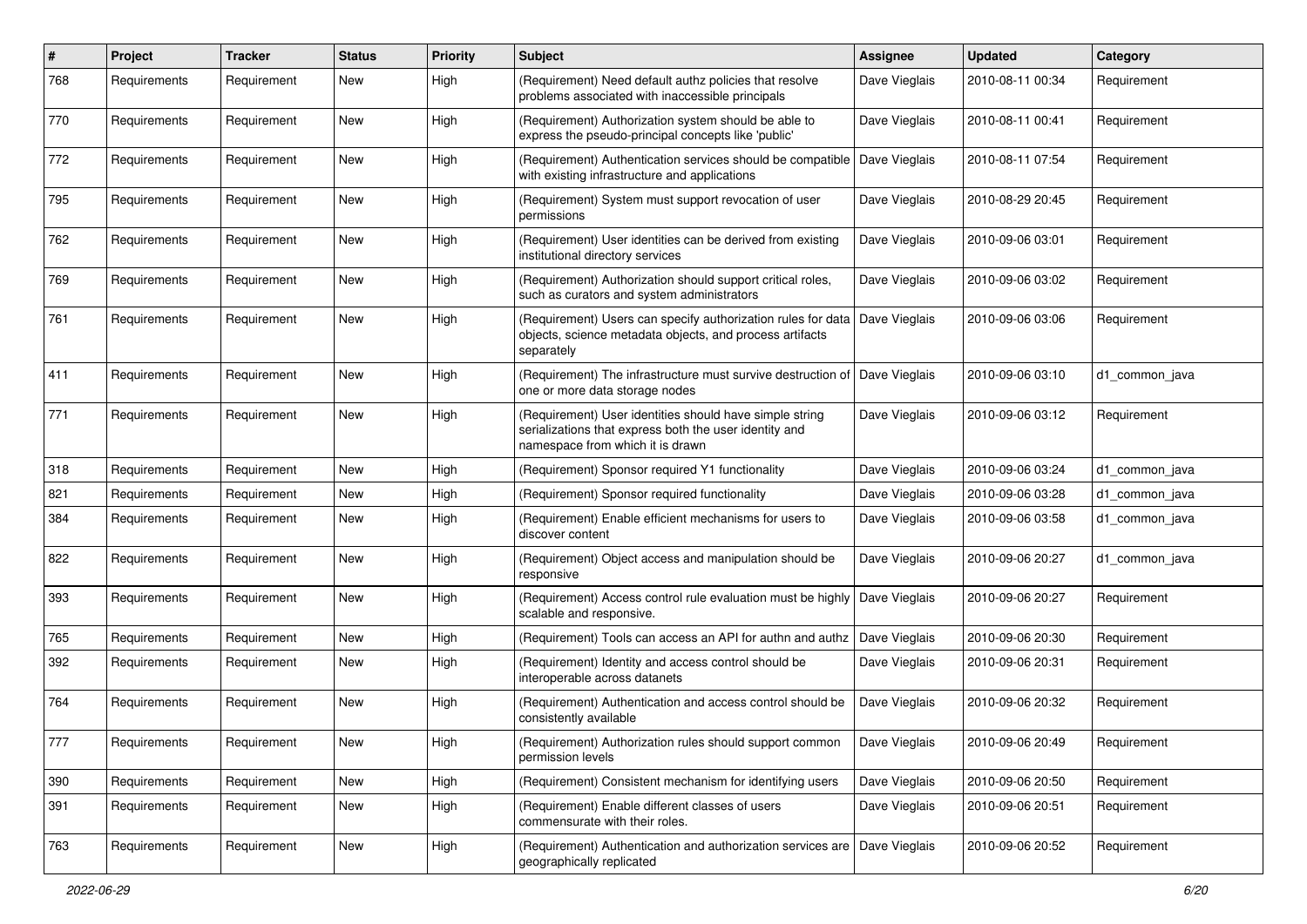| # | Project | Tracker | Status | Priority | Subject | Assignee | Updated | Category |
|---|---|---|---|---|---|---|---|---|
| 768 | Requirements | Requirement | New | High | (Requirement) Need default authz policies that resolve problems associated with inaccessible principals | Dave Vieglais | 2010-08-11 00:34 | Requirement |
| 770 | Requirements | Requirement | New | High | (Requirement) Authorization system should be able to express the pseudo-principal concepts like 'public' | Dave Vieglais | 2010-08-11 00:41 | Requirement |
| 772 | Requirements | Requirement | New | High | (Requirement) Authentication services should be compatible with existing infrastructure and applications | Dave Vieglais | 2010-08-11 07:54 | Requirement |
| 795 | Requirements | Requirement | New | High | (Requirement) System must support revocation of user permissions | Dave Vieglais | 2010-08-29 20:45 | Requirement |
| 762 | Requirements | Requirement | New | High | (Requirement) User identities can be derived from existing institutional directory services | Dave Vieglais | 2010-09-06 03:01 | Requirement |
| 769 | Requirements | Requirement | New | High | (Requirement) Authorization should support critical roles, such as curators and system administrators | Dave Vieglais | 2010-09-06 03:02 | Requirement |
| 761 | Requirements | Requirement | New | High | (Requirement) Users can specify authorization rules for data objects, science metadata objects, and process artifacts separately | Dave Vieglais | 2010-09-06 03:06 | Requirement |
| 411 | Requirements | Requirement | New | High | (Requirement) The infrastructure must survive destruction of one or more data storage nodes | Dave Vieglais | 2010-09-06 03:10 | d1_common_java |
| 771 | Requirements | Requirement | New | High | (Requirement) User identities should have simple string serializations that express both the user identity and namespace from which it is drawn | Dave Vieglais | 2010-09-06 03:12 | Requirement |
| 318 | Requirements | Requirement | New | High | (Requirement) Sponsor required Y1 functionality | Dave Vieglais | 2010-09-06 03:24 | d1_common_java |
| 821 | Requirements | Requirement | New | High | (Requirement) Sponsor required functionality | Dave Vieglais | 2010-09-06 03:28 | d1_common_java |
| 384 | Requirements | Requirement | New | High | (Requirement) Enable efficient mechanisms for users to discover content | Dave Vieglais | 2010-09-06 03:58 | d1_common_java |
| 822 | Requirements | Requirement | New | High | (Requirement) Object access and manipulation should be responsive | Dave Vieglais | 2010-09-06 20:27 | d1_common_java |
| 393 | Requirements | Requirement | New | High | (Requirement) Access control rule evaluation must be highly scalable and responsive. | Dave Vieglais | 2010-09-06 20:27 | Requirement |
| 765 | Requirements | Requirement | New | High | (Requirement) Tools can access an API for authn and authz | Dave Vieglais | 2010-09-06 20:30 | Requirement |
| 392 | Requirements | Requirement | New | High | (Requirement) Identity and access control should be interoperable across datanets | Dave Vieglais | 2010-09-06 20:31 | Requirement |
| 764 | Requirements | Requirement | New | High | (Requirement) Authentication and access control should be consistently available | Dave Vieglais | 2010-09-06 20:32 | Requirement |
| 777 | Requirements | Requirement | New | High | (Requirement) Authorization rules should support common permission levels | Dave Vieglais | 2010-09-06 20:49 | Requirement |
| 390 | Requirements | Requirement | New | High | (Requirement) Consistent mechanism for identifying users | Dave Vieglais | 2010-09-06 20:50 | Requirement |
| 391 | Requirements | Requirement | New | High | (Requirement) Enable different classes of users commensurate with their roles. | Dave Vieglais | 2010-09-06 20:51 | Requirement |
| 763 | Requirements | Requirement | New | High | (Requirement) Authentication and authorization services are geographically replicated | Dave Vieglais | 2010-09-06 20:52 | Requirement |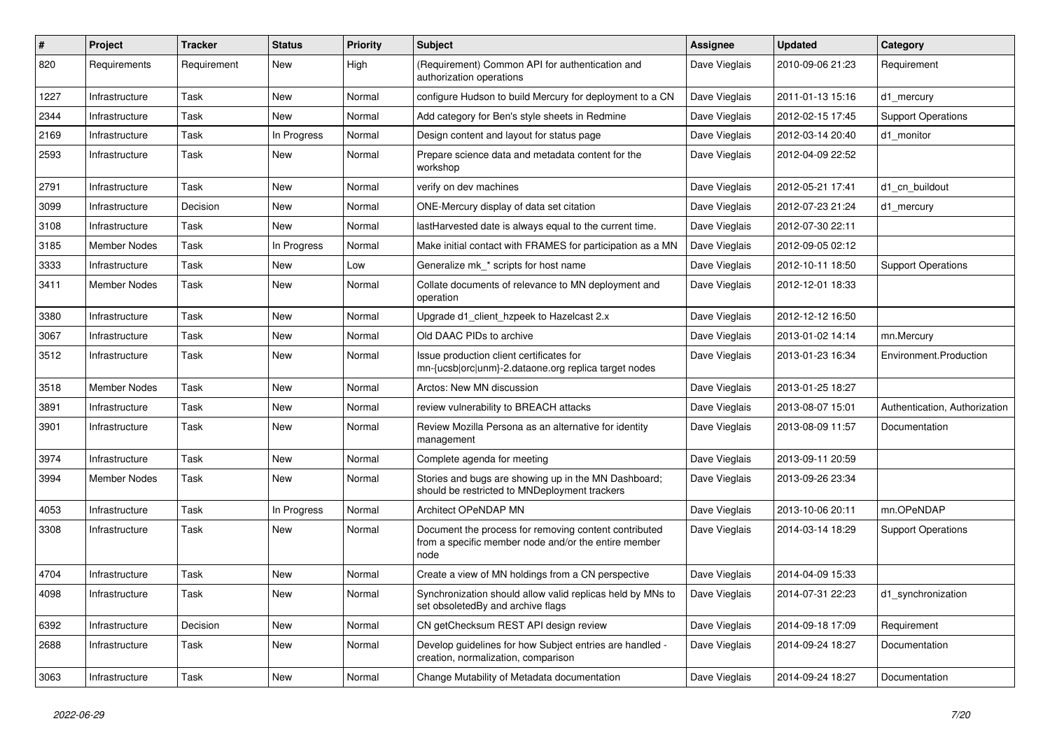| # | Project | Tracker | Status | Priority | Subject | Assignee | Updated | Category |
|---|---|---|---|---|---|---|---|---|
| 820 | Requirements | Requirement | New | High | (Requirement) Common API for authentication and authorization operations | Dave Vieglais | 2010-09-06 21:23 | Requirement |
| 1227 | Infrastructure | Task | New | Normal | configure Hudson to build Mercury for deployment to a CN | Dave Vieglais | 2011-01-13 15:16 | d1_mercury |
| 2344 | Infrastructure | Task | New | Normal | Add category for Ben's style sheets in Redmine | Dave Vieglais | 2012-02-15 17:45 | Support Operations |
| 2169 | Infrastructure | Task | In Progress | Normal | Design content and layout for status page | Dave Vieglais | 2012-03-14 20:40 | d1_monitor |
| 2593 | Infrastructure | Task | New | Normal | Prepare science data and metadata content for the workshop | Dave Vieglais | 2012-04-09 22:52 | |
| 2791 | Infrastructure | Task | New | Normal | verify on dev machines | Dave Vieglais | 2012-05-21 17:41 | d1_cn_buildout |
| 3099 | Infrastructure | Decision | New | Normal | ONE-Mercury display of data set citation | Dave Vieglais | 2012-07-23 21:24 | d1_mercury |
| 3108 | Infrastructure | Task | New | Normal | lastHarvested date is always equal to the current time. | Dave Vieglais | 2012-07-30 22:11 | |
| 3185 | Member Nodes | Task | In Progress | Normal | Make initial contact with FRAMES for participation as a MN | Dave Vieglais | 2012-09-05 02:12 | |
| 3333 | Infrastructure | Task | New | Low | Generalize mk_* scripts for host name | Dave Vieglais | 2012-10-11 18:50 | Support Operations |
| 3411 | Member Nodes | Task | New | Normal | Collate documents of relevance to MN deployment and operation | Dave Vieglais | 2012-12-01 18:33 | |
| 3380 | Infrastructure | Task | New | Normal | Upgrade d1_client_hzpeek to Hazelcast 2.x | Dave Vieglais | 2012-12-12 16:50 | |
| 3067 | Infrastructure | Task | New | Normal | Old DAAC PIDs to archive | Dave Vieglais | 2013-01-02 14:14 | mn.Mercury |
| 3512 | Infrastructure | Task | New | Normal | Issue production client certificates for mn-{ucsb\|orc\|unm}-2.dataone.org replica target nodes | Dave Vieglais | 2013-01-23 16:34 | Environment.Production |
| 3518 | Member Nodes | Task | New | Normal | Arctos: New MN discussion | Dave Vieglais | 2013-01-25 18:27 | |
| 3891 | Infrastructure | Task | New | Normal | review vulnerability to BREACH attacks | Dave Vieglais | 2013-08-07 15:01 | Authentication, Authorization |
| 3901 | Infrastructure | Task | New | Normal | Review Mozilla Persona as an alternative for identity management | Dave Vieglais | 2013-08-09 11:57 | Documentation |
| 3974 | Infrastructure | Task | New | Normal | Complete agenda for meeting | Dave Vieglais | 2013-09-11 20:59 | |
| 3994 | Member Nodes | Task | New | Normal | Stories and bugs are showing up in the MN Dashboard; should be restricted to MNDeployment trackers | Dave Vieglais | 2013-09-26 23:34 | |
| 4053 | Infrastructure | Task | In Progress | Normal | Architect OPeNDAP MN | Dave Vieglais | 2013-10-06 20:11 | mn.OPeNDAP |
| 3308 | Infrastructure | Task | New | Normal | Document the process for removing content contributed from a specific member node and/or the entire member node | Dave Vieglais | 2014-03-14 18:29 | Support Operations |
| 4704 | Infrastructure | Task | New | Normal | Create a view of MN holdings from a CN perspective | Dave Vieglais | 2014-04-09 15:33 | |
| 4098 | Infrastructure | Task | New | Normal | Synchronization should allow valid replicas held by MNs to set obsoletedBy and archive flags | Dave Vieglais | 2014-07-31 22:23 | d1_synchronization |
| 6392 | Infrastructure | Decision | New | Normal | CN getChecksum REST API design review | Dave Vieglais | 2014-09-18 17:09 | Requirement |
| 2688 | Infrastructure | Task | New | Normal | Develop guidelines for how Subject entries are handled - creation, normalization, comparison | Dave Vieglais | 2014-09-24 18:27 | Documentation |
| 3063 | Infrastructure | Task | New | Normal | Change Mutability of Metadata documentation | Dave Vieglais | 2014-09-24 18:27 | Documentation |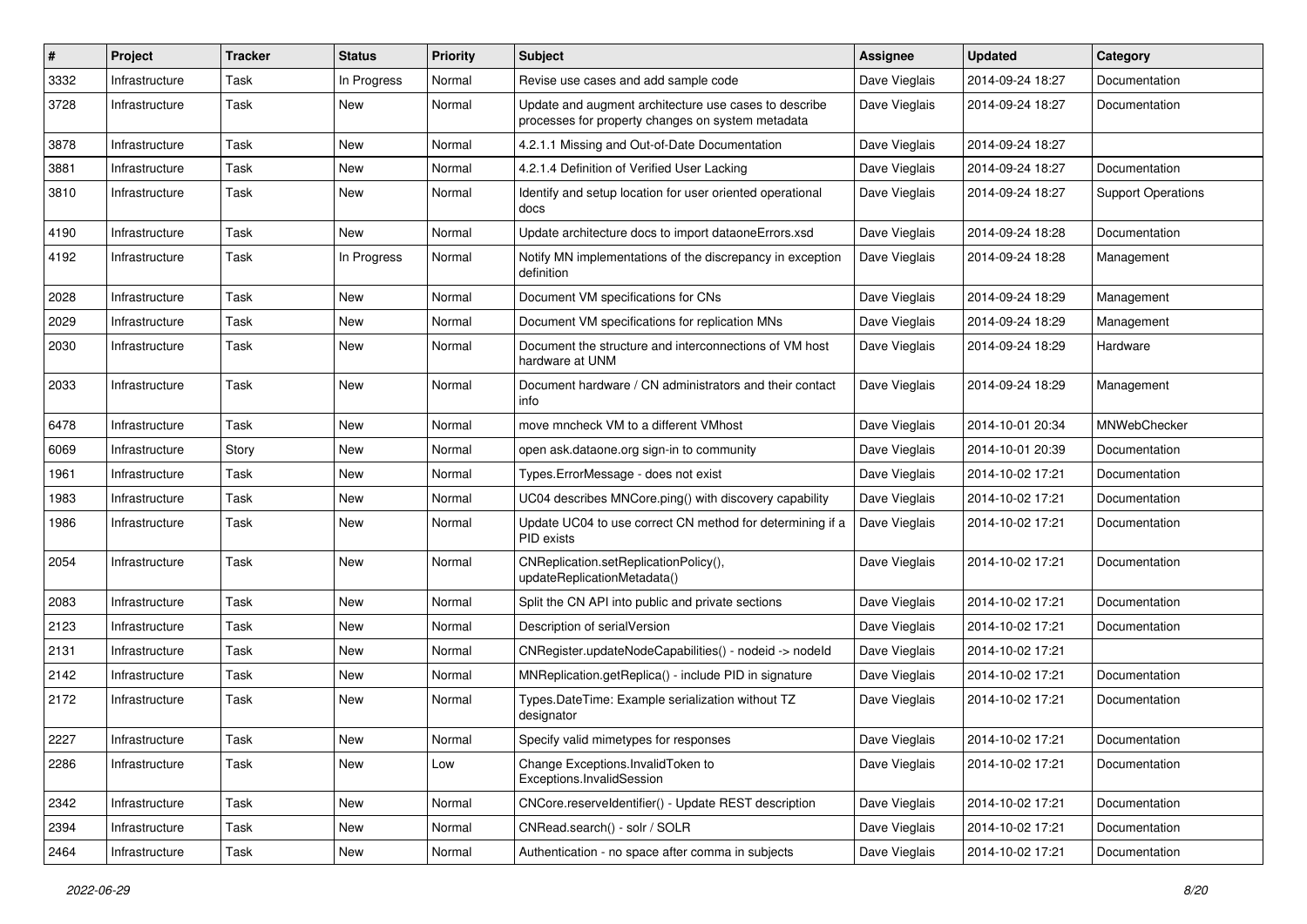| # | Project | Tracker | Status | Priority | Subject | Assignee | Updated | Category |
|---|---|---|---|---|---|---|---|---|
| 3332 | Infrastructure | Task | In Progress | Normal | Revise use cases and add sample code | Dave Vieglais | 2014-09-24 18:27 | Documentation |
| 3728 | Infrastructure | Task | New | Normal | Update and augment architecture use cases to describe processes for property changes on system metadata | Dave Vieglais | 2014-09-24 18:27 | Documentation |
| 3878 | Infrastructure | Task | New | Normal | 4.2.1.1 Missing and Out-of-Date Documentation | Dave Vieglais | 2014-09-24 18:27 | |
| 3881 | Infrastructure | Task | New | Normal | 4.2.1.4 Definition of Verified User Lacking | Dave Vieglais | 2014-09-24 18:27 | Documentation |
| 3810 | Infrastructure | Task | New | Normal | Identify and setup location for user oriented operational docs | Dave Vieglais | 2014-09-24 18:27 | Support Operations |
| 4190 | Infrastructure | Task | New | Normal | Update architecture docs to import dataoneErrors.xsd | Dave Vieglais | 2014-09-24 18:28 | Documentation |
| 4192 | Infrastructure | Task | In Progress | Normal | Notify MN implementations of the discrepancy in exception definition | Dave Vieglais | 2014-09-24 18:28 | Management |
| 2028 | Infrastructure | Task | New | Normal | Document VM specifications for CNs | Dave Vieglais | 2014-09-24 18:29 | Management |
| 2029 | Infrastructure | Task | New | Normal | Document VM specifications for replication MNs | Dave Vieglais | 2014-09-24 18:29 | Management |
| 2030 | Infrastructure | Task | New | Normal | Document the structure and interconnections of VM host hardware at UNM | Dave Vieglais | 2014-09-24 18:29 | Hardware |
| 2033 | Infrastructure | Task | New | Normal | Document hardware / CN administrators and their contact info | Dave Vieglais | 2014-09-24 18:29 | Management |
| 6478 | Infrastructure | Task | New | Normal | move mncheck VM to a different VMhost | Dave Vieglais | 2014-10-01 20:34 | MNWebChecker |
| 6069 | Infrastructure | Story | New | Normal | open ask.dataone.org sign-in to community | Dave Vieglais | 2014-10-01 20:39 | Documentation |
| 1961 | Infrastructure | Task | New | Normal | Types.ErrorMessage - does not exist | Dave Vieglais | 2014-10-02 17:21 | Documentation |
| 1983 | Infrastructure | Task | New | Normal | UC04 describes MNCore.ping() with discovery capability | Dave Vieglais | 2014-10-02 17:21 | Documentation |
| 1986 | Infrastructure | Task | New | Normal | Update UC04 to use correct CN method for determining if a PID exists | Dave Vieglais | 2014-10-02 17:21 | Documentation |
| 2054 | Infrastructure | Task | New | Normal | CNReplication.setReplicationPolicy(), updateReplicationMetadata() | Dave Vieglais | 2014-10-02 17:21 | Documentation |
| 2083 | Infrastructure | Task | New | Normal | Split the CN API into public and private sections | Dave Vieglais | 2014-10-02 17:21 | Documentation |
| 2123 | Infrastructure | Task | New | Normal | Description of serialVersion | Dave Vieglais | 2014-10-02 17:21 | Documentation |
| 2131 | Infrastructure | Task | New | Normal | CNRegister.updateNodeCapabilities() - nodeid -> nodeId | Dave Vieglais | 2014-10-02 17:21 | |
| 2142 | Infrastructure | Task | New | Normal | MNReplication.getReplica() - include PID in signature | Dave Vieglais | 2014-10-02 17:21 | Documentation |
| 2172 | Infrastructure | Task | New | Normal | Types.DateTime: Example serialization without TZ designator | Dave Vieglais | 2014-10-02 17:21 | Documentation |
| 2227 | Infrastructure | Task | New | Normal | Specify valid mimetypes for responses | Dave Vieglais | 2014-10-02 17:21 | Documentation |
| 2286 | Infrastructure | Task | New | Low | Change Exceptions.InvalidToken to Exceptions.InvalidSession | Dave Vieglais | 2014-10-02 17:21 | Documentation |
| 2342 | Infrastructure | Task | New | Normal | CNCore.reserveIdentifier() - Update REST description | Dave Vieglais | 2014-10-02 17:21 | Documentation |
| 2394 | Infrastructure | Task | New | Normal | CNRead.search() - solr / SOLR | Dave Vieglais | 2014-10-02 17:21 | Documentation |
| 2464 | Infrastructure | Task | New | Normal | Authentication - no space after comma in subjects | Dave Vieglais | 2014-10-02 17:21 | Documentation |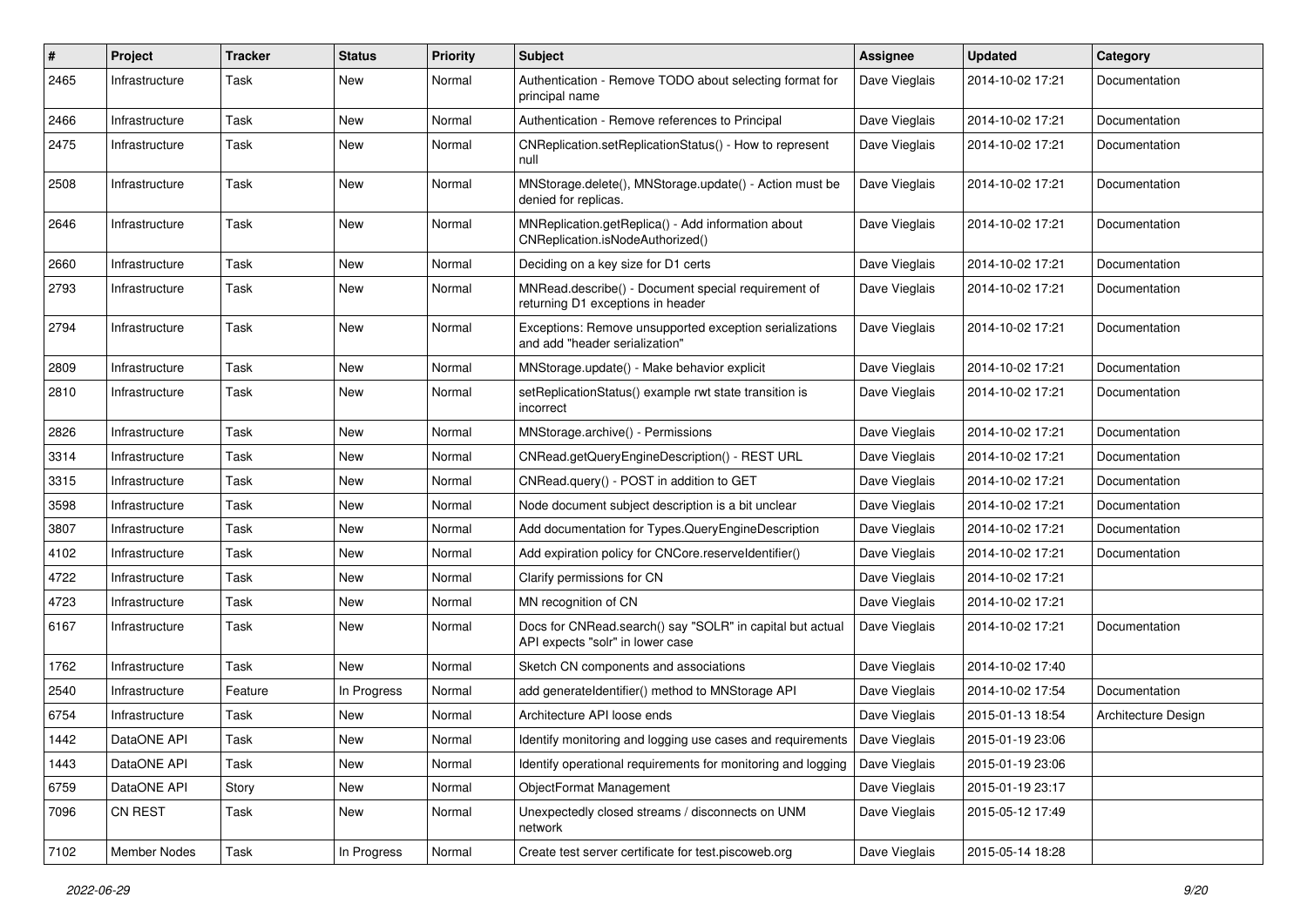| # | Project | Tracker | Status | Priority | Subject | Assignee | Updated | Category |
|---|---|---|---|---|---|---|---|---|
| 2465 | Infrastructure | Task | New | Normal | Authentication - Remove TODO about selecting format for principal name | Dave Vieglais | 2014-10-02 17:21 | Documentation |
| 2466 | Infrastructure | Task | New | Normal | Authentication - Remove references to Principal | Dave Vieglais | 2014-10-02 17:21 | Documentation |
| 2475 | Infrastructure | Task | New | Normal | CNReplication.setReplicationStatus() - How to represent null | Dave Vieglais | 2014-10-02 17:21 | Documentation |
| 2508 | Infrastructure | Task | New | Normal | MNStorage.delete(), MNStorage.update() - Action must be denied for replicas. | Dave Vieglais | 2014-10-02 17:21 | Documentation |
| 2646 | Infrastructure | Task | New | Normal | MNReplication.getReplica() - Add information about CNReplication.isNodeAuthorized() | Dave Vieglais | 2014-10-02 17:21 | Documentation |
| 2660 | Infrastructure | Task | New | Normal | Deciding on a key size for D1 certs | Dave Vieglais | 2014-10-02 17:21 | Documentation |
| 2793 | Infrastructure | Task | New | Normal | MNRead.describe() - Document special requirement of returning D1 exceptions in header | Dave Vieglais | 2014-10-02 17:21 | Documentation |
| 2794 | Infrastructure | Task | New | Normal | Exceptions: Remove unsupported exception serializations and add "header serialization" | Dave Vieglais | 2014-10-02 17:21 | Documentation |
| 2809 | Infrastructure | Task | New | Normal | MNStorage.update() - Make behavior explicit | Dave Vieglais | 2014-10-02 17:21 | Documentation |
| 2810 | Infrastructure | Task | New | Normal | setReplicationStatus() example rwt state transition is incorrect | Dave Vieglais | 2014-10-02 17:21 | Documentation |
| 2826 | Infrastructure | Task | New | Normal | MNStorage.archive() - Permissions | Dave Vieglais | 2014-10-02 17:21 | Documentation |
| 3314 | Infrastructure | Task | New | Normal | CNRead.getQueryEngineDescription() - REST URL | Dave Vieglais | 2014-10-02 17:21 | Documentation |
| 3315 | Infrastructure | Task | New | Normal | CNRead.query() - POST in addition to GET | Dave Vieglais | 2014-10-02 17:21 | Documentation |
| 3598 | Infrastructure | Task | New | Normal | Node document subject description is a bit unclear | Dave Vieglais | 2014-10-02 17:21 | Documentation |
| 3807 | Infrastructure | Task | New | Normal | Add documentation for Types.QueryEngineDescription | Dave Vieglais | 2014-10-02 17:21 | Documentation |
| 4102 | Infrastructure | Task | New | Normal | Add expiration policy for CNCore.reserveIdentifier() | Dave Vieglais | 2014-10-02 17:21 | Documentation |
| 4722 | Infrastructure | Task | New | Normal | Clarify permissions for CN | Dave Vieglais | 2014-10-02 17:21 | |
| 4723 | Infrastructure | Task | New | Normal | MN recognition of CN | Dave Vieglais | 2014-10-02 17:21 | |
| 6167 | Infrastructure | Task | New | Normal | Docs for CNRead.search() say "SOLR" in capital but actual API expects "solr" in lower case | Dave Vieglais | 2014-10-02 17:21 | Documentation |
| 1762 | Infrastructure | Task | New | Normal | Sketch CN components and associations | Dave Vieglais | 2014-10-02 17:40 | |
| 2540 | Infrastructure | Feature | In Progress | Normal | add generateIdentifier() method to MNStorage API | Dave Vieglais | 2014-10-02 17:54 | Documentation |
| 6754 | Infrastructure | Task | New | Normal | Architecture API loose ends | Dave Vieglais | 2015-01-13 18:54 | Architecture Design |
| 1442 | DataONE API | Task | New | Normal | Identify monitoring and logging use cases and requirements | Dave Vieglais | 2015-01-19 23:06 | |
| 1443 | DataONE API | Task | New | Normal | Identify operational requirements for monitoring and logging | Dave Vieglais | 2015-01-19 23:06 | |
| 6759 | DataONE API | Story | New | Normal | ObjectFormat Management | Dave Vieglais | 2015-01-19 23:17 | |
| 7096 | CN REST | Task | New | Normal | Unexpectedly closed streams / disconnects on UNM network | Dave Vieglais | 2015-05-12 17:49 | |
| 7102 | Member Nodes | Task | In Progress | Normal | Create test server certificate for test.piscoweb.org | Dave Vieglais | 2015-05-14 18:28 | |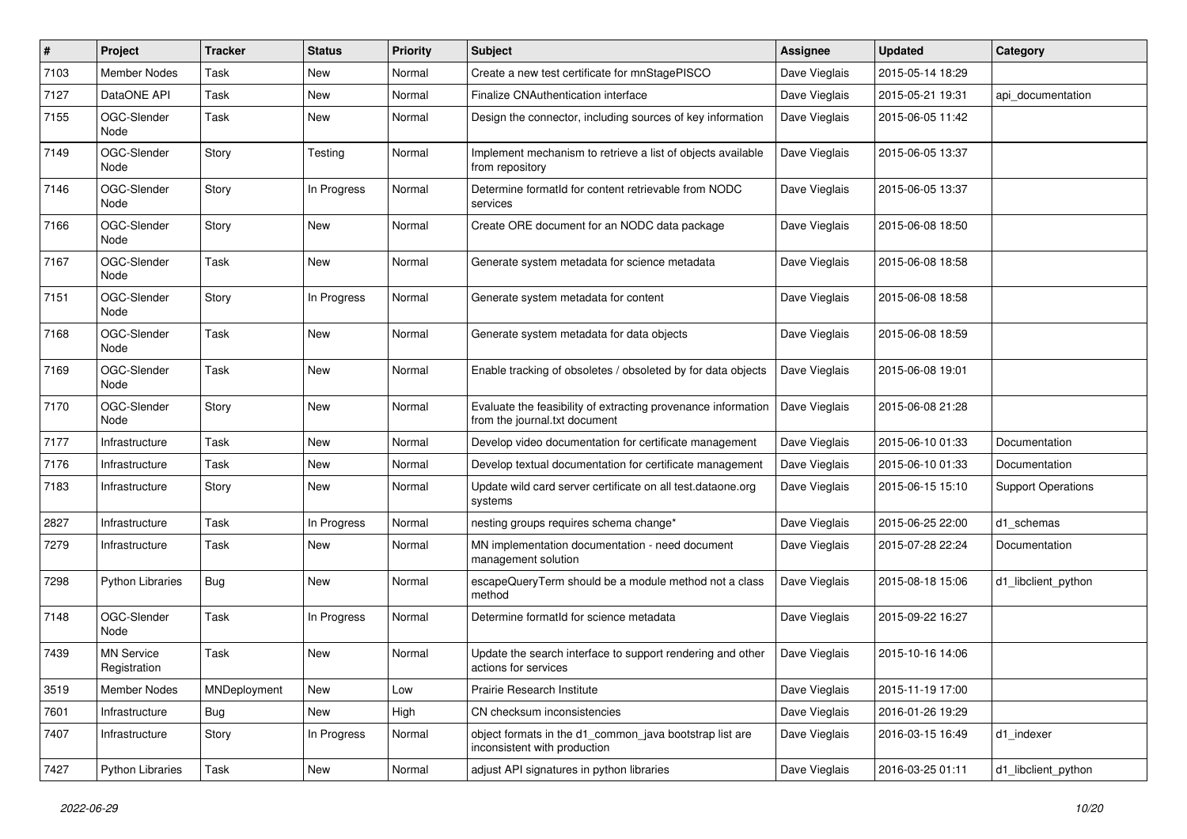| # | Project | Tracker | Status | Priority | Subject | Assignee | Updated | Category |
|---|---|---|---|---|---|---|---|---|
| 7103 | Member Nodes | Task | New | Normal | Create a new test certificate for mnStagePISCO | Dave Vieglais | 2015-05-14 18:29 | |
| 7127 | DataONE API | Task | New | Normal | Finalize CNAuthentication interface | Dave Vieglais | 2015-05-21 19:31 | api_documentation |
| 7155 | OGC-Slender Node | Task | New | Normal | Design the connector, including sources of key information | Dave Vieglais | 2015-06-05 11:42 | |
| 7149 | OGC-Slender Node | Story | Testing | Normal | Implement mechanism to retrieve a list of objects available from repository | Dave Vieglais | 2015-06-05 13:37 | |
| 7146 | OGC-Slender Node | Story | In Progress | Normal | Determine formatId for content retrievable from NODC services | Dave Vieglais | 2015-06-05 13:37 | |
| 7166 | OGC-Slender Node | Story | New | Normal | Create ORE document for an NODC data package | Dave Vieglais | 2015-06-08 18:50 | |
| 7167 | OGC-Slender Node | Task | New | Normal | Generate system metadata for science metadata | Dave Vieglais | 2015-06-08 18:58 | |
| 7151 | OGC-Slender Node | Story | In Progress | Normal | Generate system metadata for content | Dave Vieglais | 2015-06-08 18:58 | |
| 7168 | OGC-Slender Node | Task | New | Normal | Generate system metadata for data objects | Dave Vieglais | 2015-06-08 18:59 | |
| 7169 | OGC-Slender Node | Task | New | Normal | Enable tracking of obsoletes / obsoleted by for data objects | Dave Vieglais | 2015-06-08 19:01 | |
| 7170 | OGC-Slender Node | Story | New | Normal | Evaluate the feasibility of extracting provenance information from the journal.txt document | Dave Vieglais | 2015-06-08 21:28 | |
| 7177 | Infrastructure | Task | New | Normal | Develop video documentation for certificate management | Dave Vieglais | 2015-06-10 01:33 | Documentation |
| 7176 | Infrastructure | Task | New | Normal | Develop textual documentation for certificate management | Dave Vieglais | 2015-06-10 01:33 | Documentation |
| 7183 | Infrastructure | Story | New | Normal | Update wild card server certificate on all test.dataone.org systems | Dave Vieglais | 2015-06-15 15:10 | Support Operations |
| 2827 | Infrastructure | Task | In Progress | Normal | nesting groups requires schema change* | Dave Vieglais | 2015-06-25 22:00 | d1_schemas |
| 7279 | Infrastructure | Task | New | Normal | MN implementation documentation - need document management solution | Dave Vieglais | 2015-07-28 22:24 | Documentation |
| 7298 | Python Libraries | Bug | New | Normal | escapeQueryTerm should be a module method not a class method | Dave Vieglais | 2015-08-18 15:06 | d1_libclient_python |
| 7148 | OGC-Slender Node | Task | In Progress | Normal | Determine formatId for science metadata | Dave Vieglais | 2015-09-22 16:27 | |
| 7439 | MN Service Registration | Task | New | Normal | Update the search interface to support rendering and other actions for services | Dave Vieglais | 2015-10-16 14:06 | |
| 3519 | Member Nodes | MNDeployment | New | Low | Prairie Research Institute | Dave Vieglais | 2015-11-19 17:00 | |
| 7601 | Infrastructure | Bug | New | High | CN checksum inconsistencies | Dave Vieglais | 2016-01-26 19:29 | |
| 7407 | Infrastructure | Story | In Progress | Normal | object formats in the d1_common_java bootstrap list are inconsistent with production | Dave Vieglais | 2016-03-15 16:49 | d1_indexer |
| 7427 | Python Libraries | Task | New | Normal | adjust API signatures in python libraries | Dave Vieglais | 2016-03-25 01:11 | d1_libclient_python |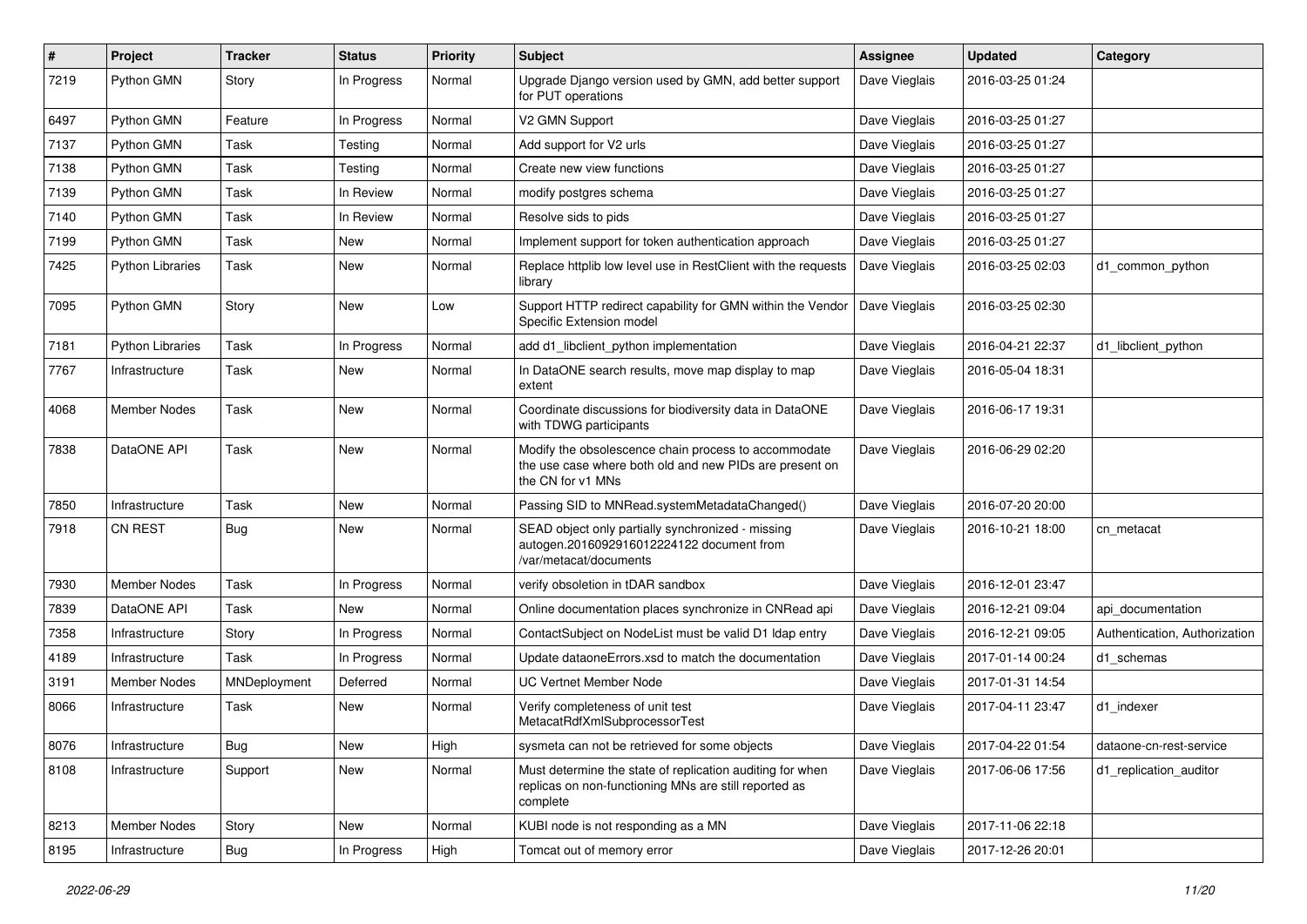| # | Project | Tracker | Status | Priority | Subject | Assignee | Updated | Category |
|---|---|---|---|---|---|---|---|---|
| 7219 | Python GMN | Story | In Progress | Normal | Upgrade Django version used by GMN, add better support for PUT operations | Dave Vieglais | 2016-03-25 01:24 | |
| 6497 | Python GMN | Feature | In Progress | Normal | V2 GMN Support | Dave Vieglais | 2016-03-25 01:27 | |
| 7137 | Python GMN | Task | Testing | Normal | Add support for V2 urls | Dave Vieglais | 2016-03-25 01:27 | |
| 7138 | Python GMN | Task | Testing | Normal | Create new view functions | Dave Vieglais | 2016-03-25 01:27 | |
| 7139 | Python GMN | Task | In Review | Normal | modify postgres schema | Dave Vieglais | 2016-03-25 01:27 | |
| 7140 | Python GMN | Task | In Review | Normal | Resolve sids to pids | Dave Vieglais | 2016-03-25 01:27 | |
| 7199 | Python GMN | Task | New | Normal | Implement support for token authentication approach | Dave Vieglais | 2016-03-25 01:27 | |
| 7425 | Python Libraries | Task | New | Normal | Replace httplib low level use in RestClient with the requests library | Dave Vieglais | 2016-03-25 02:03 | d1_common_python |
| 7095 | Python GMN | Story | New | Low | Support HTTP redirect capability for GMN within the Vendor Specific Extension model | Dave Vieglais | 2016-03-25 02:30 | |
| 7181 | Python Libraries | Task | In Progress | Normal | add d1_libclient_python implementation | Dave Vieglais | 2016-04-21 22:37 | d1_libclient_python |
| 7767 | Infrastructure | Task | New | Normal | In DataONE search results, move map display to map extent | Dave Vieglais | 2016-05-04 18:31 | |
| 4068 | Member Nodes | Task | New | Normal | Coordinate discussions for biodiversity data in DataONE with TDWG participants | Dave Vieglais | 2016-06-17 19:31 | |
| 7838 | DataONE API | Task | New | Normal | Modify the obsolescence chain process to accommodate the use case where both old and new PIDs are present on the CN for v1 MNs | Dave Vieglais | 2016-06-29 02:20 | |
| 7850 | Infrastructure | Task | New | Normal | Passing SID to MNRead.systemMetadataChanged() | Dave Vieglais | 2016-07-20 20:00 | |
| 7918 | CN REST | Bug | New | Normal | SEAD object only partially synchronized - missing autogen.2016092916012224122 document from /var/metacat/documents | Dave Vieglais | 2016-10-21 18:00 | cn_metacat |
| 7930 | Member Nodes | Task | In Progress | Normal | verify obsoletion in tDAR sandbox | Dave Vieglais | 2016-12-01 23:47 | |
| 7839 | DataONE API | Task | New | Normal | Online documentation places synchronize in CNRead api | Dave Vieglais | 2016-12-21 09:04 | api_documentation |
| 7358 | Infrastructure | Story | In Progress | Normal | ContactSubject on NodeList must be valid D1 ldap entry | Dave Vieglais | 2016-12-21 09:05 | Authentication, Authorization |
| 4189 | Infrastructure | Task | In Progress | Normal | Update dataoneErrors.xsd to match the documentation | Dave Vieglais | 2017-01-14 00:24 | d1_schemas |
| 3191 | Member Nodes | MNDeployment | Deferred | Normal | UC Vertnet Member Node | Dave Vieglais | 2017-01-31 14:54 | |
| 8066 | Infrastructure | Task | New | Normal | Verify completeness of unit test MetacatRdfXmlSubprocessorTest | Dave Vieglais | 2017-04-11 23:47 | d1_indexer |
| 8076 | Infrastructure | Bug | New | High | sysmeta can not be retrieved for some objects | Dave Vieglais | 2017-04-22 01:54 | dataone-cn-rest-service |
| 8108 | Infrastructure | Support | New | Normal | Must determine the state of replication auditing for when replicas on non-functioning MNs are still reported as complete | Dave Vieglais | 2017-06-06 17:56 | d1_replication_auditor |
| 8213 | Member Nodes | Story | New | Normal | KUBI node is not responding as a MN | Dave Vieglais | 2017-11-06 22:18 | |
| 8195 | Infrastructure | Bug | In Progress | High | Tomcat out of memory error | Dave Vieglais | 2017-12-26 20:01 | |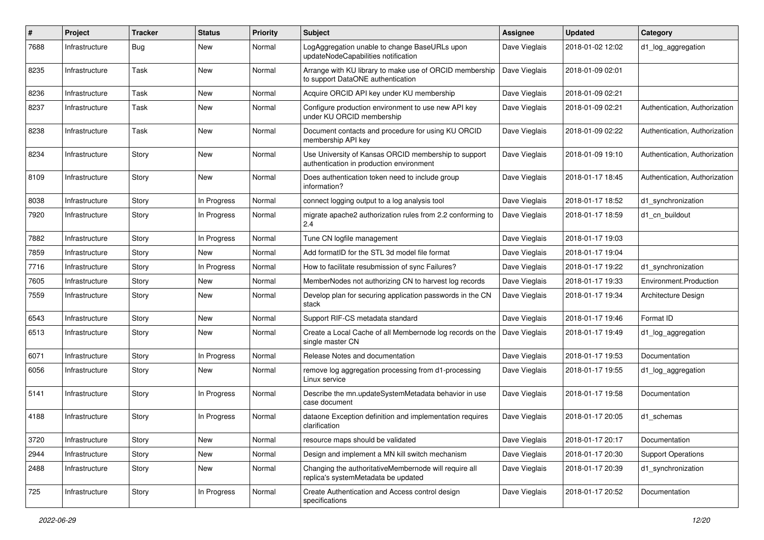| # | Project | Tracker | Status | Priority | Subject | Assignee | Updated | Category |
|---|---|---|---|---|---|---|---|---|
| 7688 | Infrastructure | Bug | New | Normal | LogAggregation unable to change BaseURLs upon updateNodeCapabilities notification | Dave Vieglais | 2018-01-02 12:02 | d1_log_aggregation |
| 8235 | Infrastructure | Task | New | Normal | Arrange with KU library to make use of ORCID membership to support DataONE authentication | Dave Vieglais | 2018-01-09 02:01 | |
| 8236 | Infrastructure | Task | New | Normal | Acquire ORCID API key under KU membership | Dave Vieglais | 2018-01-09 02:21 | |
| 8237 | Infrastructure | Task | New | Normal | Configure production environment to use new API key under KU ORCID membership | Dave Vieglais | 2018-01-09 02:21 | Authentication, Authorization |
| 8238 | Infrastructure | Task | New | Normal | Document contacts and procedure for using KU ORCID membership API key | Dave Vieglais | 2018-01-09 02:22 | Authentication, Authorization |
| 8234 | Infrastructure | Story | New | Normal | Use University of Kansas ORCID membership to support authentication in production environment | Dave Vieglais | 2018-01-09 19:10 | Authentication, Authorization |
| 8109 | Infrastructure | Story | New | Normal | Does authentication token need to include group information? | Dave Vieglais | 2018-01-17 18:45 | Authentication, Authorization |
| 8038 | Infrastructure | Story | In Progress | Normal | connect logging output to a log analysis tool | Dave Vieglais | 2018-01-17 18:52 | d1_synchronization |
| 7920 | Infrastructure | Story | In Progress | Normal | migrate apache2 authorization rules from 2.2 conforming to 2.4 | Dave Vieglais | 2018-01-17 18:59 | d1_cn_buildout |
| 7882 | Infrastructure | Story | In Progress | Normal | Tune CN logfile management | Dave Vieglais | 2018-01-17 19:03 | |
| 7859 | Infrastructure | Story | New | Normal | Add formatID for the STL 3d model file format | Dave Vieglais | 2018-01-17 19:04 | |
| 7716 | Infrastructure | Story | In Progress | Normal | How to facilitate resubmission of sync Failures? | Dave Vieglais | 2018-01-17 19:22 | d1_synchronization |
| 7605 | Infrastructure | Story | New | Normal | MemberNodes not authorizing CN to harvest log records | Dave Vieglais | 2018-01-17 19:33 | Environment.Production |
| 7559 | Infrastructure | Story | New | Normal | Develop plan for securing application passwords in the CN stack | Dave Vieglais | 2018-01-17 19:34 | Architecture Design |
| 6543 | Infrastructure | Story | New | Normal | Support RIF-CS metadata standard | Dave Vieglais | 2018-01-17 19:46 | Format ID |
| 6513 | Infrastructure | Story | New | Normal | Create a Local Cache of all Membernode log records on the single master CN | Dave Vieglais | 2018-01-17 19:49 | d1_log_aggregation |
| 6071 | Infrastructure | Story | In Progress | Normal | Release Notes and documentation | Dave Vieglais | 2018-01-17 19:53 | Documentation |
| 6056 | Infrastructure | Story | New | Normal | remove log aggregation processing from d1-processing Linux service | Dave Vieglais | 2018-01-17 19:55 | d1_log_aggregation |
| 5141 | Infrastructure | Story | In Progress | Normal | Describe the mn.updateSystemMetadata behavior in use case document | Dave Vieglais | 2018-01-17 19:58 | Documentation |
| 4188 | Infrastructure | Story | In Progress | Normal | dataone Exception definition and implementation requires clarification | Dave Vieglais | 2018-01-17 20:05 | d1_schemas |
| 3720 | Infrastructure | Story | New | Normal | resource maps should be validated | Dave Vieglais | 2018-01-17 20:17 | Documentation |
| 2944 | Infrastructure | Story | New | Normal | Design and implement a MN kill switch mechanism | Dave Vieglais | 2018-01-17 20:30 | Support Operations |
| 2488 | Infrastructure | Story | New | Normal | Changing the authoritativeMembernode will require all replica's systemMetadata be updated | Dave Vieglais | 2018-01-17 20:39 | d1_synchronization |
| 725 | Infrastructure | Story | In Progress | Normal | Create Authentication and Access control design specifications | Dave Vieglais | 2018-01-17 20:52 | Documentation |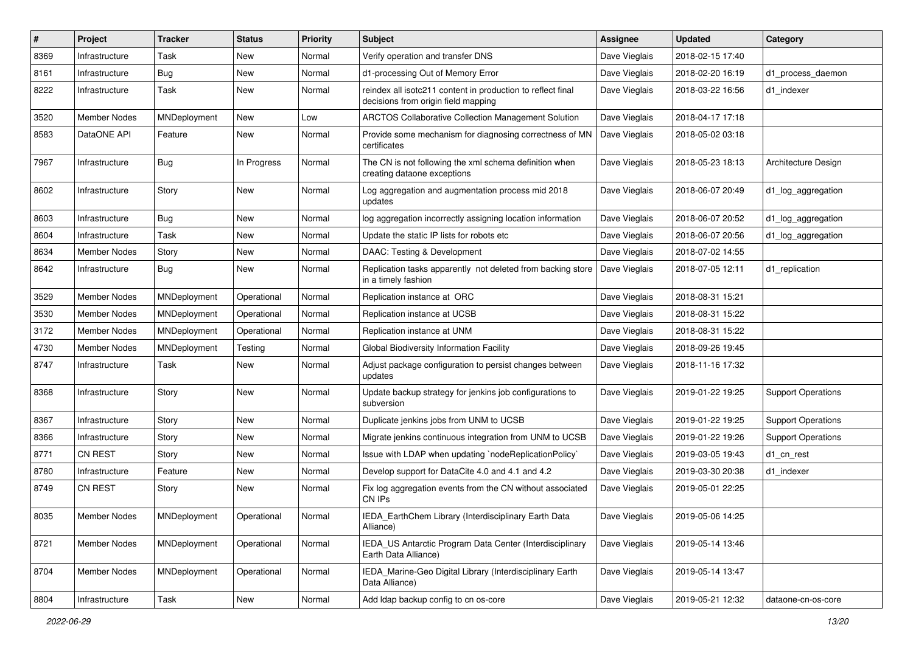| # | Project | Tracker | Status | Priority | Subject | Assignee | Updated | Category |
|---|---|---|---|---|---|---|---|---|
| 8369 | Infrastructure | Task | New | Normal | Verify operation and transfer DNS | Dave Vieglais | 2018-02-15 17:40 | |
| 8161 | Infrastructure | Bug | New | Normal | d1-processing Out of Memory Error | Dave Vieglais | 2018-02-20 16:19 | d1_process_daemon |
| 8222 | Infrastructure | Task | New | Normal | reindex all isotc211 content in production to reflect final decisions from origin field mapping | Dave Vieglais | 2018-03-22 16:56 | d1_indexer |
| 3520 | Member Nodes | MNDeployment | New | Low | ARCTOS Collaborative Collection Management Solution | Dave Vieglais | 2018-04-17 17:18 | |
| 8583 | DataONE API | Feature | New | Normal | Provide some mechanism for diagnosing correctness of MN certificates | Dave Vieglais | 2018-05-02 03:18 | |
| 7967 | Infrastructure | Bug | In Progress | Normal | The CN is not following the xml schema definition when creating dataone exceptions | Dave Vieglais | 2018-05-23 18:13 | Architecture Design |
| 8602 | Infrastructure | Story | New | Normal | Log aggregation and augmentation process mid 2018 updates | Dave Vieglais | 2018-06-07 20:49 | d1_log_aggregation |
| 8603 | Infrastructure | Bug | New | Normal | log aggregation incorrectly assigning location information | Dave Vieglais | 2018-06-07 20:52 | d1_log_aggregation |
| 8604 | Infrastructure | Task | New | Normal | Update the static IP lists for robots etc | Dave Vieglais | 2018-06-07 20:56 | d1_log_aggregation |
| 8634 | Member Nodes | Story | New | Normal | DAAC: Testing & Development | Dave Vieglais | 2018-07-02 14:55 | |
| 8642 | Infrastructure | Bug | New | Normal | Replication tasks apparently not deleted from backing store in a timely fashion | Dave Vieglais | 2018-07-05 12:11 | d1_replication |
| 3529 | Member Nodes | MNDeployment | Operational | Normal | Replication instance at ORC | Dave Vieglais | 2018-08-31 15:21 | |
| 3530 | Member Nodes | MNDeployment | Operational | Normal | Replication instance at UCSB | Dave Vieglais | 2018-08-31 15:22 | |
| 3172 | Member Nodes | MNDeployment | Operational | Normal | Replication instance at UNM | Dave Vieglais | 2018-08-31 15:22 | |
| 4730 | Member Nodes | MNDeployment | Testing | Normal | Global Biodiversity Information Facility | Dave Vieglais | 2018-09-26 19:45 | |
| 8747 | Infrastructure | Task | New | Normal | Adjust package configuration to persist changes between updates | Dave Vieglais | 2018-11-16 17:32 | |
| 8368 | Infrastructure | Story | New | Normal | Update backup strategy for jenkins job configurations to subversion | Dave Vieglais | 2019-01-22 19:25 | Support Operations |
| 8367 | Infrastructure | Story | New | Normal | Duplicate jenkins jobs from UNM to UCSB | Dave Vieglais | 2019-01-22 19:25 | Support Operations |
| 8366 | Infrastructure | Story | New | Normal | Migrate jenkins continuous integration from UNM to UCSB | Dave Vieglais | 2019-01-22 19:26 | Support Operations |
| 8771 | CN REST | Story | New | Normal | Issue with LDAP when updating `nodeReplicationPolicy` | Dave Vieglais | 2019-03-05 19:43 | d1_cn_rest |
| 8780 | Infrastructure | Feature | New | Normal | Develop support for DataCite 4.0 and 4.1 and 4.2 | Dave Vieglais | 2019-03-30 20:38 | d1_indexer |
| 8749 | CN REST | Story | New | Normal | Fix log aggregation events from the CN without associated CN IPs | Dave Vieglais | 2019-05-01 22:25 | |
| 8035 | Member Nodes | MNDeployment | Operational | Normal | IEDA_EarthChem Library (Interdisciplinary Earth Data Alliance) | Dave Vieglais | 2019-05-06 14:25 | |
| 8721 | Member Nodes | MNDeployment | Operational | Normal | IEDA_US Antarctic Program Data Center (Interdisciplinary Earth Data Alliance) | Dave Vieglais | 2019-05-14 13:46 | |
| 8704 | Member Nodes | MNDeployment | Operational | Normal | IEDA_Marine-Geo Digital Library (Interdisciplinary Earth Data Alliance) | Dave Vieglais | 2019-05-14 13:47 | |
| 8804 | Infrastructure | Task | New | Normal | Add ldap backup config to cn os-core | Dave Vieglais | 2019-05-21 12:32 | dataone-cn-os-core |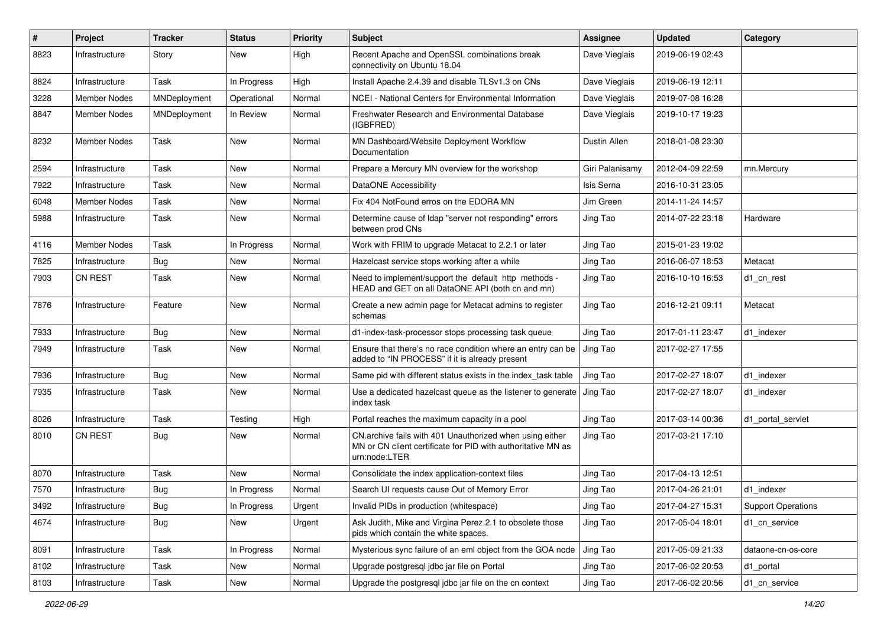| # | Project | Tracker | Status | Priority | Subject | Assignee | Updated | Category |
|---|---|---|---|---|---|---|---|---|
| 8823 | Infrastructure | Story | New | High | Recent Apache and OpenSSL combinations break connectivity on Ubuntu 18.04 | Dave Vieglais | 2019-06-19 02:43 | |
| 8824 | Infrastructure | Task | In Progress | High | Install Apache 2.4.39 and disable TLSv1.3 on CNs | Dave Vieglais | 2019-06-19 12:11 | |
| 3228 | Member Nodes | MNDeployment | Operational | Normal | NCEI - National Centers for Environmental Information | Dave Vieglais | 2019-07-08 16:28 | |
| 8847 | Member Nodes | MNDeployment | In Review | Normal | Freshwater Research and Environmental Database (IGBFRED) | Dave Vieglais | 2019-10-17 19:23 | |
| 8232 | Member Nodes | Task | New | Normal | MN Dashboard/Website Deployment Workflow Documentation | Dustin Allen | 2018-01-08 23:30 | |
| 2594 | Infrastructure | Task | New | Normal | Prepare a Mercury MN overview for the workshop | Giri Palanisamy | 2012-04-09 22:59 | mn.Mercury |
| 7922 | Infrastructure | Task | New | Normal | DataONE Accessibility | Isis Serna | 2016-10-31 23:05 | |
| 6048 | Member Nodes | Task | New | Normal | Fix 404 NotFound erros on the EDORA MN | Jim Green | 2014-11-24 14:57 | |
| 5988 | Infrastructure | Task | New | Normal | Determine cause of ldap "server not responding" errors between prod CNs | Jing Tao | 2014-07-22 23:18 | Hardware |
| 4116 | Member Nodes | Task | In Progress | Normal | Work with FRIM to upgrade Metacat to 2.2.1 or later | Jing Tao | 2015-01-23 19:02 | |
| 7825 | Infrastructure | Bug | New | Normal | Hazelcast service stops working after a while | Jing Tao | 2016-06-07 18:53 | Metacat |
| 7903 | CN REST | Task | New | Normal | Need to implement/support the default http methods - HEAD and GET on all DataONE API (both cn and mn) | Jing Tao | 2016-10-10 16:53 | d1_cn_rest |
| 7876 | Infrastructure | Feature | New | Normal | Create a new admin page for Metacat admins to register schemas | Jing Tao | 2016-12-21 09:11 | Metacat |
| 7933 | Infrastructure | Bug | New | Normal | d1-index-task-processor stops processing task queue | Jing Tao | 2017-01-11 23:47 | d1_indexer |
| 7949 | Infrastructure | Task | New | Normal | Ensure that there's no race condition where an entry can be added to "IN PROCESS" if it is already present | Jing Tao | 2017-02-27 17:55 | |
| 7936 | Infrastructure | Bug | New | Normal | Same pid with different status exists in the index_task table | Jing Tao | 2017-02-27 18:07 | d1_indexer |
| 7935 | Infrastructure | Task | New | Normal | Use a dedicated hazelcast queue as the listener to generate index task | Jing Tao | 2017-02-27 18:07 | d1_indexer |
| 8026 | Infrastructure | Task | Testing | High | Portal reaches the maximum capacity in a pool | Jing Tao | 2017-03-14 00:36 | d1_portal_servlet |
| 8010 | CN REST | Bug | New | Normal | CN.archive fails with 401 Unauthorized when using either MN or CN client certificate for PID with authoritative MN as urn:node:LTER | Jing Tao | 2017-03-21 17:10 | |
| 8070 | Infrastructure | Task | New | Normal | Consolidate the index application-context files | Jing Tao | 2017-04-13 12:51 | |
| 7570 | Infrastructure | Bug | In Progress | Normal | Search UI requests cause Out of Memory Error | Jing Tao | 2017-04-26 21:01 | d1_indexer |
| 3492 | Infrastructure | Bug | In Progress | Urgent | Invalid PIDs in production (whitespace) | Jing Tao | 2017-04-27 15:31 | Support Operations |
| 4674 | Infrastructure | Bug | New | Urgent | Ask Judith, Mike and Virgina Perez.2.1 to obsolete those pids which contain the white spaces. | Jing Tao | 2017-05-04 18:01 | d1_cn_service |
| 8091 | Infrastructure | Task | In Progress | Normal | Mysterious sync failure of an eml object from the GOA node | Jing Tao | 2017-05-09 21:33 | dataone-cn-os-core |
| 8102 | Infrastructure | Task | New | Normal | Upgrade postgresql jdbc jar file on Portal | Jing Tao | 2017-06-02 20:53 | d1_portal |
| 8103 | Infrastructure | Task | New | Normal | Upgrade the postgresql jdbc jar file on the cn context | Jing Tao | 2017-06-02 20:56 | d1_cn_service |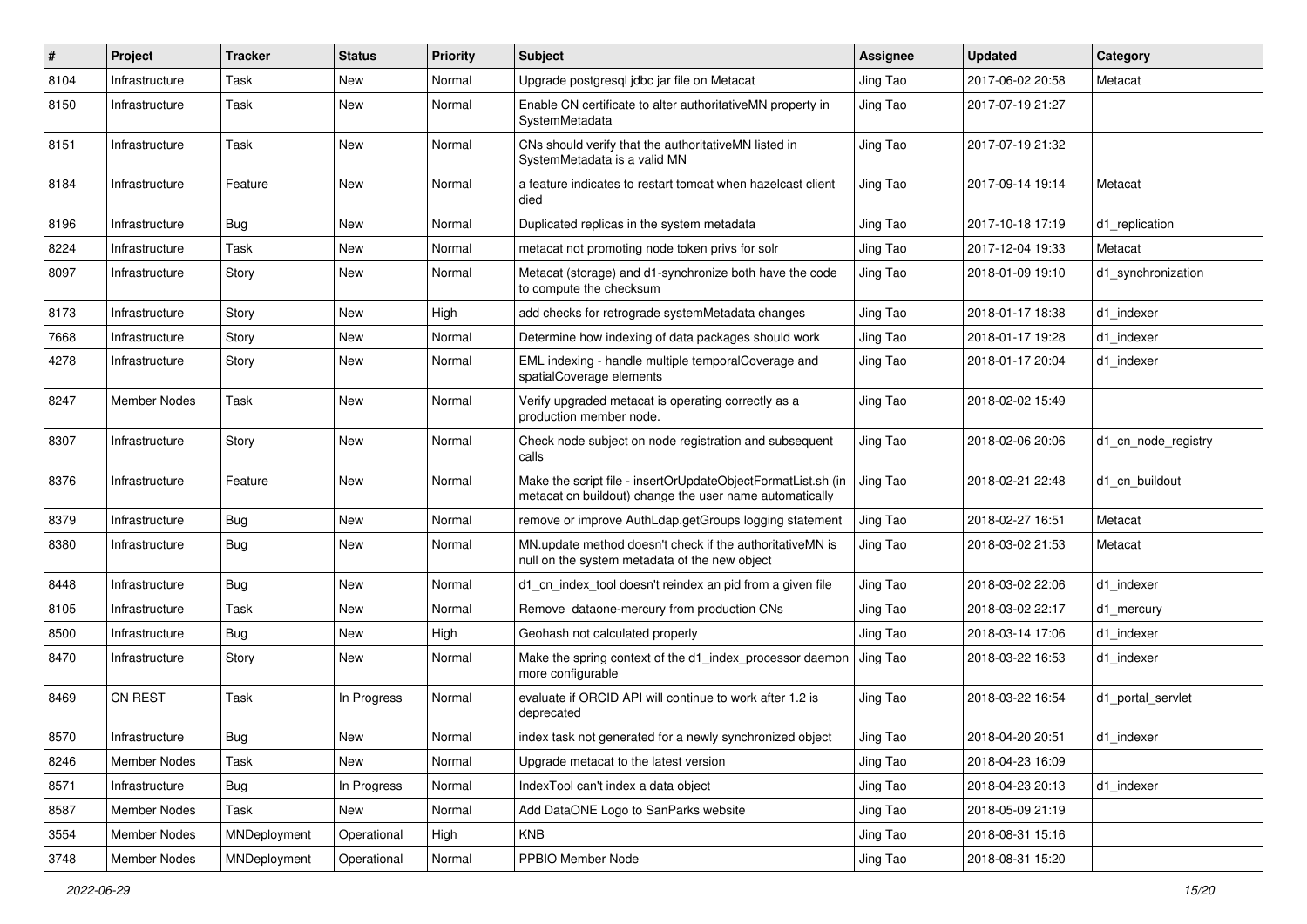| # | Project | Tracker | Status | Priority | Subject | Assignee | Updated | Category |
|---|---|---|---|---|---|---|---|---|
| 8104 | Infrastructure | Task | New | Normal | Upgrade postgresql jdbc jar file on Metacat | Jing Tao | 2017-06-02 20:58 | Metacat |
| 8150 | Infrastructure | Task | New | Normal | Enable CN certificate to alter authoritativeMN property in SystemMetadata | Jing Tao | 2017-07-19 21:27 | |
| 8151 | Infrastructure | Task | New | Normal | CNs should verify that the authoritativeMN listed in SystemMetadata is a valid MN | Jing Tao | 2017-07-19 21:32 | |
| 8184 | Infrastructure | Feature | New | Normal | a feature indicates to restart tomcat when hazelcast client died | Jing Tao | 2017-09-14 19:14 | Metacat |
| 8196 | Infrastructure | Bug | New | Normal | Duplicated replicas in the system metadata | Jing Tao | 2017-10-18 17:19 | d1_replication |
| 8224 | Infrastructure | Task | New | Normal | metacat not promoting node token privs for solr | Jing Tao | 2017-12-04 19:33 | Metacat |
| 8097 | Infrastructure | Story | New | Normal | Metacat (storage) and d1-synchronize both have the code to compute the checksum | Jing Tao | 2018-01-09 19:10 | d1_synchronization |
| 8173 | Infrastructure | Story | New | High | add checks for retrograde systemMetadata changes | Jing Tao | 2018-01-17 18:38 | d1_indexer |
| 7668 | Infrastructure | Story | New | Normal | Determine how indexing of data packages should work | Jing Tao | 2018-01-17 19:28 | d1_indexer |
| 4278 | Infrastructure | Story | New | Normal | EML indexing - handle multiple temporalCoverage and spatialCoverage elements | Jing Tao | 2018-01-17 20:04 | d1_indexer |
| 8247 | Member Nodes | Task | New | Normal | Verify upgraded metacat is operating correctly as a production member node. | Jing Tao | 2018-02-02 15:49 | |
| 8307 | Infrastructure | Story | New | Normal | Check node subject on node registration and subsequent calls | Jing Tao | 2018-02-06 20:06 | d1_cn_node_registry |
| 8376 | Infrastructure | Feature | New | Normal | Make the script file - insertOrUpdateObjectFormatList.sh (in metacat cn buildout) change the user name automatically | Jing Tao | 2018-02-21 22:48 | d1_cn_buildout |
| 8379 | Infrastructure | Bug | New | Normal | remove or improve AuthLdap.getGroups logging statement | Jing Tao | 2018-02-27 16:51 | Metacat |
| 8380 | Infrastructure | Bug | New | Normal | MN.update method doesn't check if the authoritativeMN is null on the system metadata of the new object | Jing Tao | 2018-03-02 21:53 | Metacat |
| 8448 | Infrastructure | Bug | New | Normal | d1_cn_index_tool doesn't reindex an pid from a given file | Jing Tao | 2018-03-02 22:06 | d1_indexer |
| 8105 | Infrastructure | Task | New | Normal | Remove dataone-mercury from production CNs | Jing Tao | 2018-03-02 22:17 | d1_mercury |
| 8500 | Infrastructure | Bug | New | High | Geohash not calculated properly | Jing Tao | 2018-03-14 17:06 | d1_indexer |
| 8470 | Infrastructure | Story | New | Normal | Make the spring context of the d1_index_processor daemon more configurable | Jing Tao | 2018-03-22 16:53 | d1_indexer |
| 8469 | CN REST | Task | In Progress | Normal | evaluate if ORCID API will continue to work after 1.2 is deprecated | Jing Tao | 2018-03-22 16:54 | d1_portal_servlet |
| 8570 | Infrastructure | Bug | New | Normal | index task not generated for a newly synchronized object | Jing Tao | 2018-04-20 20:51 | d1_indexer |
| 8246 | Member Nodes | Task | New | Normal | Upgrade metacat to the latest version | Jing Tao | 2018-04-23 16:09 | |
| 8571 | Infrastructure | Bug | In Progress | Normal | IndexTool can't index a data object | Jing Tao | 2018-04-23 20:13 | d1_indexer |
| 8587 | Member Nodes | Task | New | Normal | Add DataONE Logo to SanParks website | Jing Tao | 2018-05-09 21:19 | |
| 3554 | Member Nodes | MNDeployment | Operational | High | KNB | Jing Tao | 2018-08-31 15:16 | |
| 3748 | Member Nodes | MNDeployment | Operational | Normal | PPBIO Member Node | Jing Tao | 2018-08-31 15:20 | |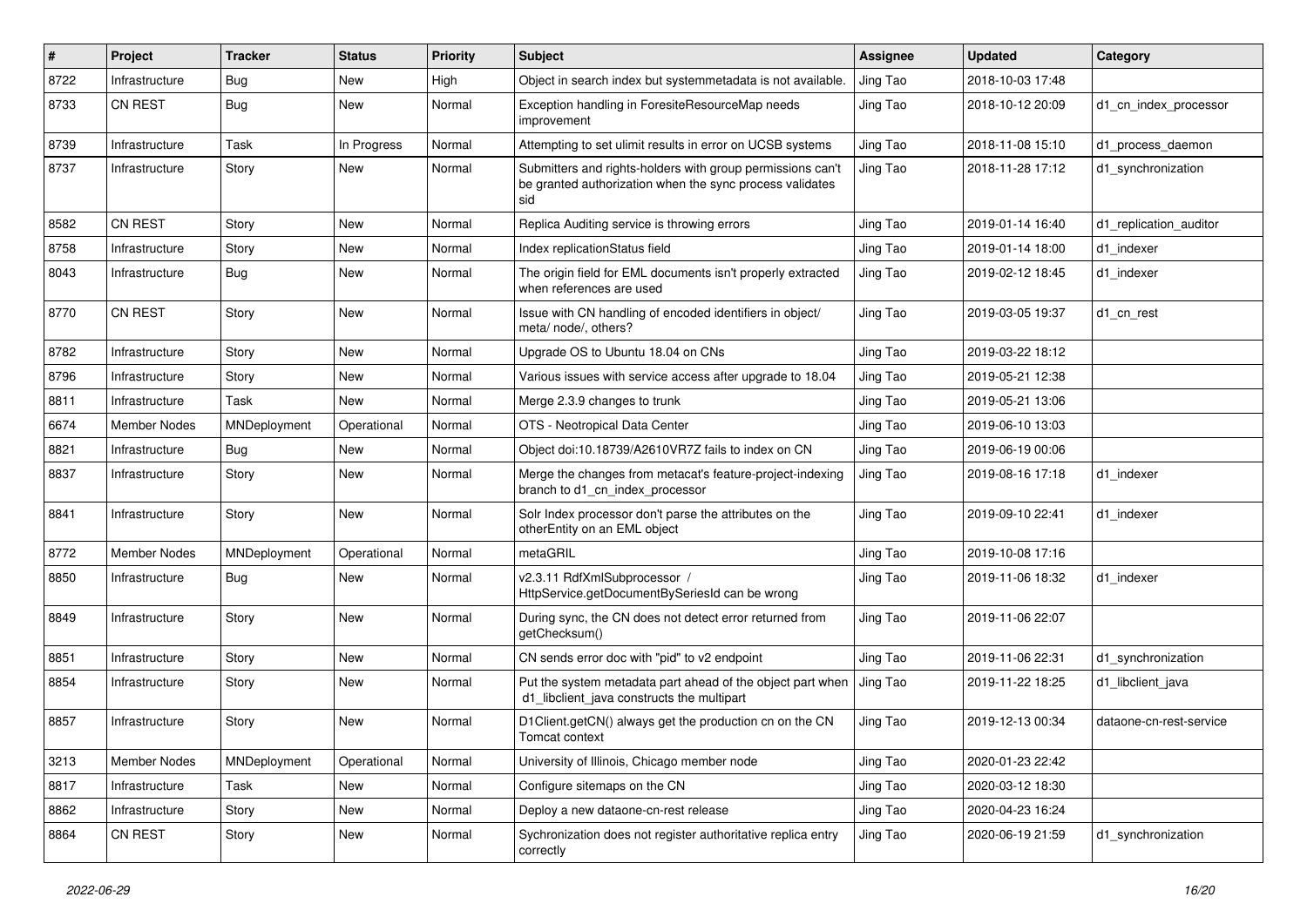| # | Project | Tracker | Status | Priority | Subject | Assignee | Updated | Category |
|---|---|---|---|---|---|---|---|---|
| 8722 | Infrastructure | Bug | New | High | Object in search index but systemmetadata is not available. | Jing Tao | 2018-10-03 17:48 | |
| 8733 | CN REST | Bug | New | Normal | Exception handling in ForesiteResourceMap needs improvement | Jing Tao | 2018-10-12 20:09 | d1_cn_index_processor |
| 8739 | Infrastructure | Task | In Progress | Normal | Attempting to set ulimit results in error on UCSB systems | Jing Tao | 2018-11-08 15:10 | d1_process_daemon |
| 8737 | Infrastructure | Story | New | Normal | Submitters and rights-holders with group permissions can't be granted authorization when the sync process validates sid | Jing Tao | 2018-11-28 17:12 | d1_synchronization |
| 8582 | CN REST | Story | New | Normal | Replica Auditing service is throwing errors | Jing Tao | 2019-01-14 16:40 | d1_replication_auditor |
| 8758 | Infrastructure | Story | New | Normal | Index replicationStatus field | Jing Tao | 2019-01-14 18:00 | d1_indexer |
| 8043 | Infrastructure | Bug | New | Normal | The origin field for EML documents isn't properly extracted when references are used | Jing Tao | 2019-02-12 18:45 | d1_indexer |
| 8770 | CN REST | Story | New | Normal | Issue with CN handling of encoded identifiers in object/ meta/ node/, others? | Jing Tao | 2019-03-05 19:37 | d1_cn_rest |
| 8782 | Infrastructure | Story | New | Normal | Upgrade OS to Ubuntu 18.04 on CNs | Jing Tao | 2019-03-22 18:12 | |
| 8796 | Infrastructure | Story | New | Normal | Various issues with service access after upgrade to 18.04 | Jing Tao | 2019-05-21 12:38 | |
| 8811 | Infrastructure | Task | New | Normal | Merge 2.3.9 changes to trunk | Jing Tao | 2019-05-21 13:06 | |
| 6674 | Member Nodes | MNDeployment | Operational | Normal | OTS - Neotropical Data Center | Jing Tao | 2019-06-10 13:03 | |
| 8821 | Infrastructure | Bug | New | Normal | Object doi:10.18739/A2610VR7Z fails to index on CN | Jing Tao | 2019-06-19 00:06 | |
| 8837 | Infrastructure | Story | New | Normal | Merge the changes from metacat's feature-project-indexing branch to d1_cn_index_processor | Jing Tao | 2019-08-16 17:18 | d1_indexer |
| 8841 | Infrastructure | Story | New | Normal | Solr Index processor don't parse the attributes on the otherEntity on an EML object | Jing Tao | 2019-09-10 22:41 | d1_indexer |
| 8772 | Member Nodes | MNDeployment | Operational | Normal | metaGRIL | Jing Tao | 2019-10-08 17:16 | |
| 8850 | Infrastructure | Bug | New | Normal | v2.3.11 RdfXmlSubprocessor / HttpService.getDocumentBySeriesId can be wrong | Jing Tao | 2019-11-06 18:32 | d1_indexer |
| 8849 | Infrastructure | Story | New | Normal | During sync, the CN does not detect error returned from getChecksum() | Jing Tao | 2019-11-06 22:07 | |
| 8851 | Infrastructure | Story | New | Normal | CN sends error doc with "pid" to v2 endpoint | Jing Tao | 2019-11-06 22:31 | d1_synchronization |
| 8854 | Infrastructure | Story | New | Normal | Put the system metadata part ahead of the object part when d1_libclient_java constructs the multipart | Jing Tao | 2019-11-22 18:25 | d1_libclient_java |
| 8857 | Infrastructure | Story | New | Normal | D1Client.getCN() always get the production cn on the CN Tomcat context | Jing Tao | 2019-12-13 00:34 | dataone-cn-rest-service |
| 3213 | Member Nodes | MNDeployment | Operational | Normal | University of Illinois, Chicago member node | Jing Tao | 2020-01-23 22:42 | |
| 8817 | Infrastructure | Task | New | Normal | Configure sitemaps on the CN | Jing Tao | 2020-03-12 18:30 | |
| 8862 | Infrastructure | Story | New | Normal | Deploy a new dataone-cn-rest release | Jing Tao | 2020-04-23 16:24 | |
| 8864 | CN REST | Story | New | Normal | Sychronization does not register authoritative replica entry correctly | Jing Tao | 2020-06-19 21:59 | d1_synchronization |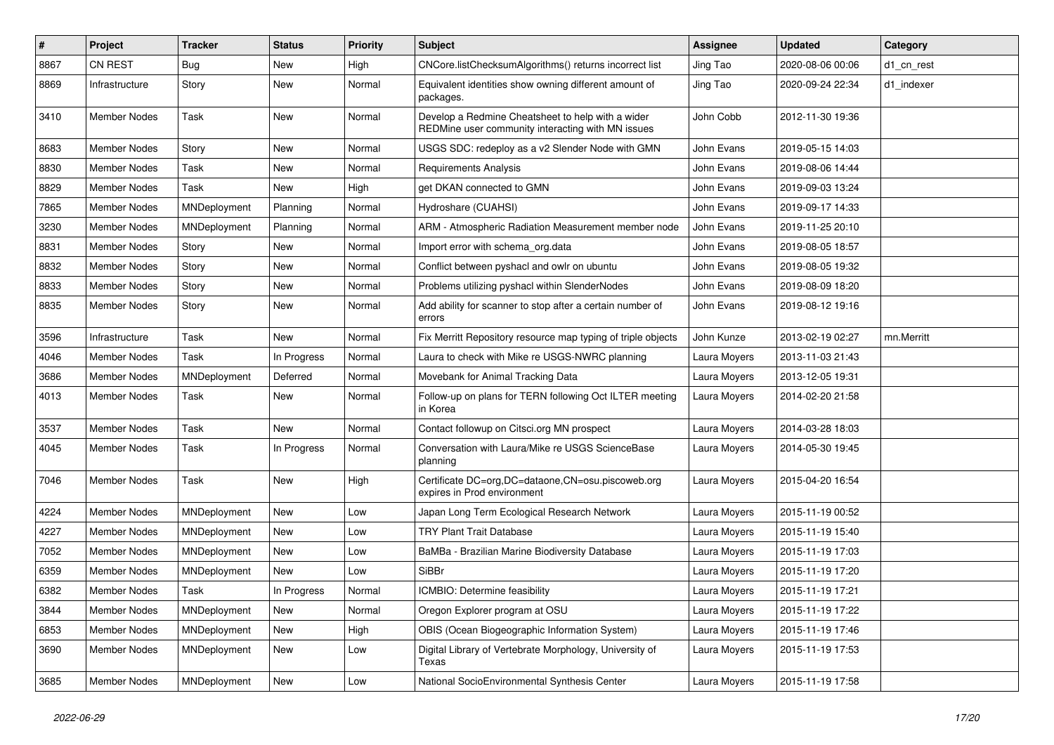| # | Project | Tracker | Status | Priority | Subject | Assignee | Updated | Category |
|---|---|---|---|---|---|---|---|---|
| 8867 | CN REST | Bug | New | High | CNCore.listChecksumAlgorithms() returns incorrect list | Jing Tao | 2020-08-06 00:06 | d1_cn_rest |
| 8869 | Infrastructure | Story | New | Normal | Equivalent identities show owning different amount of packages. | Jing Tao | 2020-09-24 22:34 | d1_indexer |
| 3410 | Member Nodes | Task | New | Normal | Develop a Redmine Cheatsheet to help with a wider REDMine user community interacting with MN issues | John Cobb | 2012-11-30 19:36 | |
| 8683 | Member Nodes | Story | New | Normal | USGS SDC: redeploy as a v2 Slender Node with GMN | John Evans | 2019-05-15 14:03 | |
| 8830 | Member Nodes | Task | New | Normal | Requirements Analysis | John Evans | 2019-08-06 14:44 | |
| 8829 | Member Nodes | Task | New | High | get DKAN connected to GMN | John Evans | 2019-09-03 13:24 | |
| 7865 | Member Nodes | MNDeployment | Planning | Normal | Hydroshare (CUAHSI) | John Evans | 2019-09-17 14:33 | |
| 3230 | Member Nodes | MNDeployment | Planning | Normal | ARM - Atmospheric Radiation Measurement member node | John Evans | 2019-11-25 20:10 | |
| 8831 | Member Nodes | Story | New | Normal | Import error with schema_org.data | John Evans | 2019-08-05 18:57 | |
| 8832 | Member Nodes | Story | New | Normal | Conflict between pyshacl and owlr on ubuntu | John Evans | 2019-08-05 19:32 | |
| 8833 | Member Nodes | Story | New | Normal | Problems utilizing pyshacl within SlenderNodes | John Evans | 2019-08-09 18:20 | |
| 8835 | Member Nodes | Story | New | Normal | Add ability for scanner to stop after a certain number of errors | John Evans | 2019-08-12 19:16 | |
| 3596 | Infrastructure | Task | New | Normal | Fix Merritt Repository resource map typing of triple objects | John Kunze | 2013-02-19 02:27 | mn.Merritt |
| 4046 | Member Nodes | Task | In Progress | Normal | Laura to check with Mike re USGS-NWRC planning | Laura Moyers | 2013-11-03 21:43 | |
| 3686 | Member Nodes | MNDeployment | Deferred | Normal | Movebank for Animal Tracking Data | Laura Moyers | 2013-12-05 19:31 | |
| 4013 | Member Nodes | Task | New | Normal | Follow-up on plans for TERN following Oct ILTER meeting in Korea | Laura Moyers | 2014-02-20 21:58 | |
| 3537 | Member Nodes | Task | New | Normal | Contact followup on Citsci.org MN prospect | Laura Moyers | 2014-03-28 18:03 | |
| 4045 | Member Nodes | Task | In Progress | Normal | Conversation with Laura/Mike re USGS ScienceBase planning | Laura Moyers | 2014-05-30 19:45 | |
| 7046 | Member Nodes | Task | New | High | Certificate DC=org,DC=dataone,CN=osu.piscoweb.org expires in Prod environment | Laura Moyers | 2015-04-20 16:54 | |
| 4224 | Member Nodes | MNDeployment | New | Low | Japan Long Term Ecological Research Network | Laura Moyers | 2015-11-19 00:52 | |
| 4227 | Member Nodes | MNDeployment | New | Low | TRY Plant Trait Database | Laura Moyers | 2015-11-19 15:40 | |
| 7052 | Member Nodes | MNDeployment | New | Low | BaMBa - Brazilian Marine Biodiversity Database | Laura Moyers | 2015-11-19 17:03 | |
| 6359 | Member Nodes | MNDeployment | New | Low | SiBBr | Laura Moyers | 2015-11-19 17:20 | |
| 6382 | Member Nodes | Task | In Progress | Normal | ICMBIO: Determine feasibility | Laura Moyers | 2015-11-19 17:21 | |
| 3844 | Member Nodes | MNDeployment | New | Normal | Oregon Explorer program at OSU | Laura Moyers | 2015-11-19 17:22 | |
| 6853 | Member Nodes | MNDeployment | New | High | OBIS (Ocean Biogeographic Information System) | Laura Moyers | 2015-11-19 17:46 | |
| 3690 | Member Nodes | MNDeployment | New | Low | Digital Library of Vertebrate Morphology, University of Texas | Laura Moyers | 2015-11-19 17:53 | |
| 3685 | Member Nodes | MNDeployment | New | Low | National SocioEnvironmental Synthesis Center | Laura Moyers | 2015-11-19 17:58 | |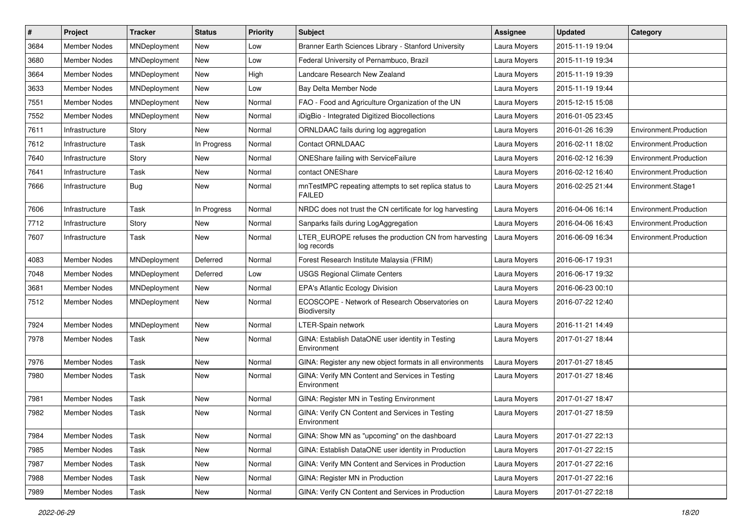| # | Project | Tracker | Status | Priority | Subject | Assignee | Updated | Category |
|---|---|---|---|---|---|---|---|---|
| 3684 | Member Nodes | MNDeployment | New | Low | Branner Earth Sciences Library - Stanford University | Laura Moyers | 2015-11-19 19:04 | |
| 3680 | Member Nodes | MNDeployment | New | Low | Federal University of Pernambuco, Brazil | Laura Moyers | 2015-11-19 19:34 | |
| 3664 | Member Nodes | MNDeployment | New | High | Landcare Research New Zealand | Laura Moyers | 2015-11-19 19:39 | |
| 3633 | Member Nodes | MNDeployment | New | Low | Bay Delta Member Node | Laura Moyers | 2015-11-19 19:44 | |
| 7551 | Member Nodes | MNDeployment | New | Normal | FAO - Food and Agriculture Organization of the UN | Laura Moyers | 2015-12-15 15:08 | |
| 7552 | Member Nodes | MNDeployment | New | Normal | iDigBio - Integrated Digitized Biocollections | Laura Moyers | 2016-01-05 23:45 | |
| 7611 | Infrastructure | Story | New | Normal | ORNLDAAC fails during log aggregation | Laura Moyers | 2016-01-26 16:39 | Environment.Production |
| 7612 | Infrastructure | Task | In Progress | Normal | Contact ORNLDAAC | Laura Moyers | 2016-02-11 18:02 | Environment.Production |
| 7640 | Infrastructure | Story | New | Normal | ONEShare failing with ServiceFailure | Laura Moyers | 2016-02-12 16:39 | Environment.Production |
| 7641 | Infrastructure | Task | New | Normal | contact ONEShare | Laura Moyers | 2016-02-12 16:40 | Environment.Production |
| 7666 | Infrastructure | Bug | New | Normal | mnTestMPC repeating attempts to set replica status to FAILED | Laura Moyers | 2016-02-25 21:44 | Environment.Stage1 |
| 7606 | Infrastructure | Task | In Progress | Normal | NRDC does not trust the CN certificate for log harvesting | Laura Moyers | 2016-04-06 16:14 | Environment.Production |
| 7712 | Infrastructure | Story | New | Normal | Sanparks fails during LogAggregation | Laura Moyers | 2016-04-06 16:43 | Environment.Production |
| 7607 | Infrastructure | Task | New | Normal | LTER_EUROPE refuses the production CN from harvesting log records | Laura Moyers | 2016-06-09 16:34 | Environment.Production |
| 4083 | Member Nodes | MNDeployment | Deferred | Normal | Forest Research Institute Malaysia (FRIM) | Laura Moyers | 2016-06-17 19:31 | |
| 7048 | Member Nodes | MNDeployment | Deferred | Low | USGS Regional Climate Centers | Laura Moyers | 2016-06-17 19:32 | |
| 3681 | Member Nodes | MNDeployment | New | Normal | EPA's Atlantic Ecology Division | Laura Moyers | 2016-06-23 00:10 | |
| 7512 | Member Nodes | MNDeployment | New | Normal | ECOSCOPE - Network of Research Observatories on Biodiversity | Laura Moyers | 2016-07-22 12:40 | |
| 7924 | Member Nodes | MNDeployment | New | Normal | LTER-Spain network | Laura Moyers | 2016-11-21 14:49 | |
| 7978 | Member Nodes | Task | New | Normal | GINA: Establish DataONE user identity in Testing Environment | Laura Moyers | 2017-01-27 18:44 | |
| 7976 | Member Nodes | Task | New | Normal | GINA: Register any new object formats in all environments | Laura Moyers | 2017-01-27 18:45 | |
| 7980 | Member Nodes | Task | New | Normal | GINA: Verify MN Content and Services in Testing Environment | Laura Moyers | 2017-01-27 18:46 | |
| 7981 | Member Nodes | Task | New | Normal | GINA: Register MN in Testing Environment | Laura Moyers | 2017-01-27 18:47 | |
| 7982 | Member Nodes | Task | New | Normal | GINA: Verify CN Content and Services in Testing Environment | Laura Moyers | 2017-01-27 18:59 | |
| 7984 | Member Nodes | Task | New | Normal | GINA: Show MN as "upcoming" on the dashboard | Laura Moyers | 2017-01-27 22:13 | |
| 7985 | Member Nodes | Task | New | Normal | GINA: Establish DataONE user identity in Production | Laura Moyers | 2017-01-27 22:15 | |
| 7987 | Member Nodes | Task | New | Normal | GINA: Verify MN Content and Services in Production | Laura Moyers | 2017-01-27 22:16 | |
| 7988 | Member Nodes | Task | New | Normal | GINA: Register MN in Production | Laura Moyers | 2017-01-27 22:16 | |
| 7989 | Member Nodes | Task | New | Normal | GINA: Verify CN Content and Services in Production | Laura Moyers | 2017-01-27 22:18 | |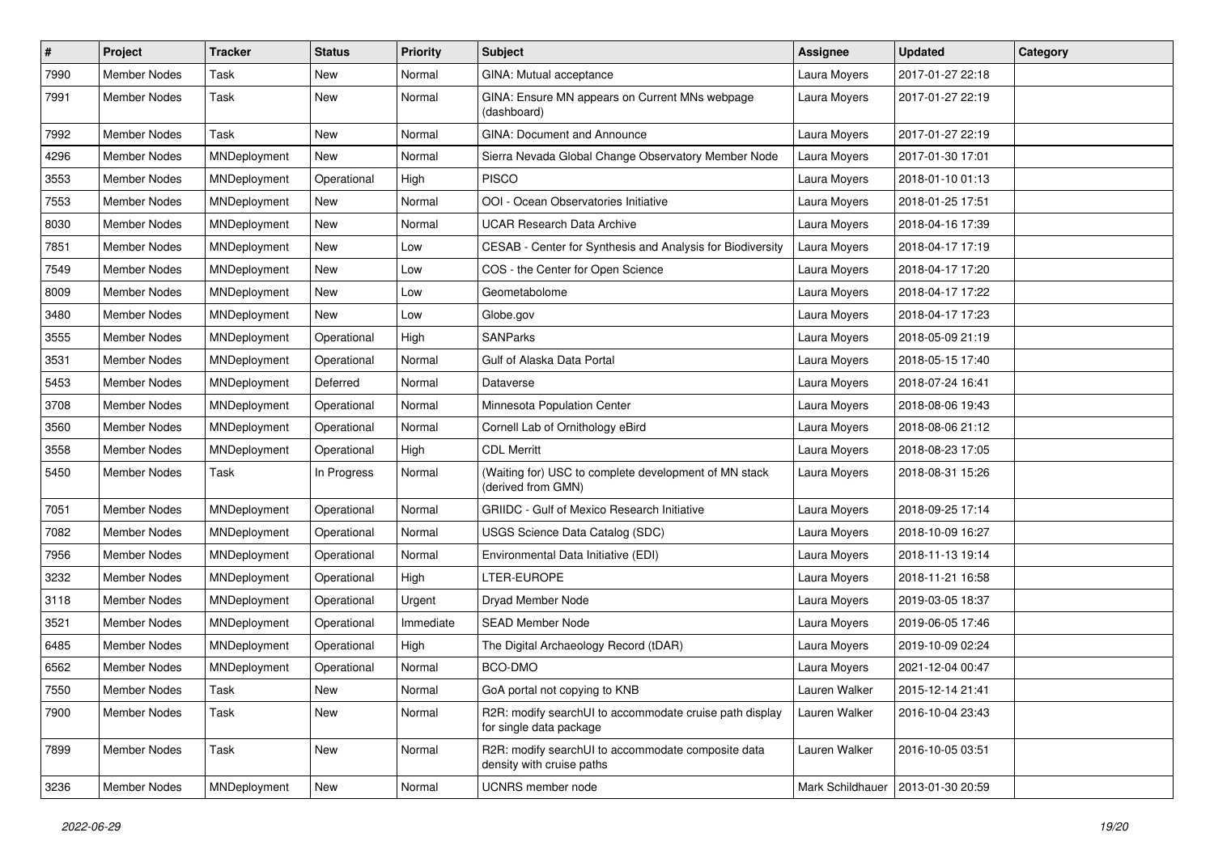| # | Project | Tracker | Status | Priority | Subject | Assignee | Updated | Category |
|---|---|---|---|---|---|---|---|---|
| 7990 | Member Nodes | Task | New | Normal | GINA: Mutual acceptance | Laura Moyers | 2017-01-27 22:18 | |
| 7991 | Member Nodes | Task | New | Normal | GINA: Ensure MN appears on Current MNs webpage (dashboard) | Laura Moyers | 2017-01-27 22:19 | |
| 7992 | Member Nodes | Task | New | Normal | GINA: Document and Announce | Laura Moyers | 2017-01-27 22:19 | |
| 4296 | Member Nodes | MNDeployment | New | Normal | Sierra Nevada Global Change Observatory Member Node | Laura Moyers | 2017-01-30 17:01 | |
| 3553 | Member Nodes | MNDeployment | Operational | High | PISCO | Laura Moyers | 2018-01-10 01:13 | |
| 7553 | Member Nodes | MNDeployment | New | Normal | OOI - Ocean Observatories Initiative | Laura Moyers | 2018-01-25 17:51 | |
| 8030 | Member Nodes | MNDeployment | New | Normal | UCAR Research Data Archive | Laura Moyers | 2018-04-16 17:39 | |
| 7851 | Member Nodes | MNDeployment | New | Low | CESAB - Center for Synthesis and Analysis for Biodiversity | Laura Moyers | 2018-04-17 17:19 | |
| 7549 | Member Nodes | MNDeployment | New | Low | COS - the Center for Open Science | Laura Moyers | 2018-04-17 17:20 | |
| 8009 | Member Nodes | MNDeployment | New | Low | Geometabolome | Laura Moyers | 2018-04-17 17:22 | |
| 3480 | Member Nodes | MNDeployment | New | Low | Globe.gov | Laura Moyers | 2018-04-17 17:23 | |
| 3555 | Member Nodes | MNDeployment | Operational | High | SANParks | Laura Moyers | 2018-05-09 21:19 | |
| 3531 | Member Nodes | MNDeployment | Operational | Normal | Gulf of Alaska Data Portal | Laura Moyers | 2018-05-15 17:40 | |
| 5453 | Member Nodes | MNDeployment | Deferred | Normal | Dataverse | Laura Moyers | 2018-07-24 16:41 | |
| 3708 | Member Nodes | MNDeployment | Operational | Normal | Minnesota Population Center | Laura Moyers | 2018-08-06 19:43 | |
| 3560 | Member Nodes | MNDeployment | Operational | Normal | Cornell Lab of Ornithology eBird | Laura Moyers | 2018-08-06 21:12 | |
| 3558 | Member Nodes | MNDeployment | Operational | High | CDL Merritt | Laura Moyers | 2018-08-23 17:05 | |
| 5450 | Member Nodes | Task | In Progress | Normal | (Waiting for) USC to complete development of MN stack (derived from GMN) | Laura Moyers | 2018-08-31 15:26 | |
| 7051 | Member Nodes | MNDeployment | Operational | Normal | GRIIDC - Gulf of Mexico Research Initiative | Laura Moyers | 2018-09-25 17:14 | |
| 7082 | Member Nodes | MNDeployment | Operational | Normal | USGS Science Data Catalog (SDC) | Laura Moyers | 2018-10-09 16:27 | |
| 7956 | Member Nodes | MNDeployment | Operational | Normal | Environmental Data Initiative (EDI) | Laura Moyers | 2018-11-13 19:14 | |
| 3232 | Member Nodes | MNDeployment | Operational | High | LTER-EUROPE | Laura Moyers | 2018-11-21 16:58 | |
| 3118 | Member Nodes | MNDeployment | Operational | Urgent | Dryad Member Node | Laura Moyers | 2019-03-05 18:37 | |
| 3521 | Member Nodes | MNDeployment | Operational | Immediate | SEAD Member Node | Laura Moyers | 2019-06-05 17:46 | |
| 6485 | Member Nodes | MNDeployment | Operational | High | The Digital Archaeology Record (tDAR) | Laura Moyers | 2019-10-09 02:24 | |
| 6562 | Member Nodes | MNDeployment | Operational | Normal | BCO-DMO | Laura Moyers | 2021-12-04 00:47 | |
| 7550 | Member Nodes | Task | New | Normal | GoA portal not copying to KNB | Lauren Walker | 2015-12-14 21:41 | |
| 7900 | Member Nodes | Task | New | Normal | R2R: modify searchUI to accommodate cruise path display for single data package | Lauren Walker | 2016-10-04 23:43 | |
| 7899 | Member Nodes | Task | New | Normal | R2R: modify searchUI to accommodate composite data density with cruise paths | Lauren Walker | 2016-10-05 03:51 | |
| 3236 | Member Nodes | MNDeployment | New | Normal | UCNRS member node | Mark Schildhauer | 2013-01-30 20:59 | |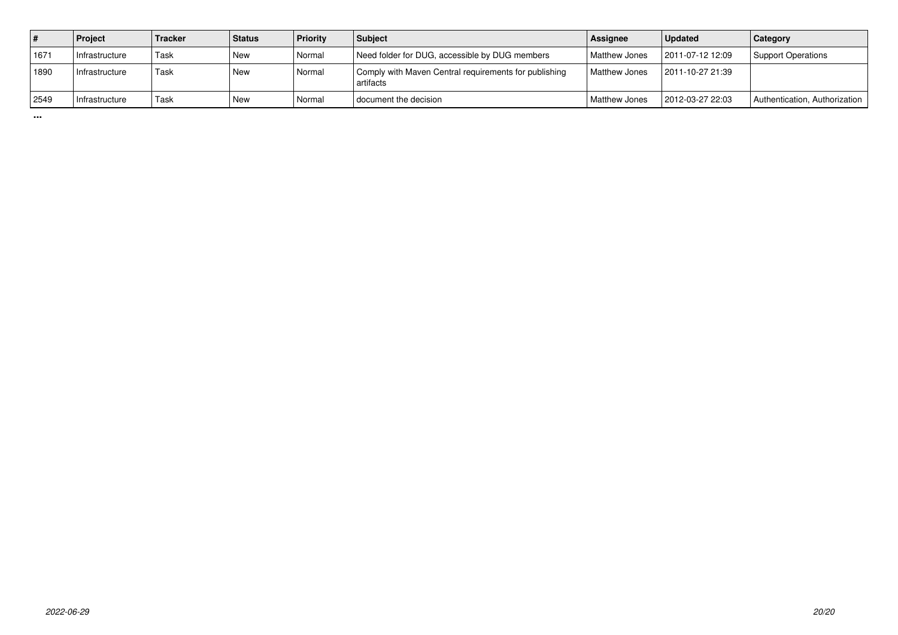| # | Project | Tracker | Status | Priority | Subject | Assignee | Updated | Category |
|---|---|---|---|---|---|---|---|---|
| 1671 | Infrastructure | Task | New | Normal | Need folder for DUG, accessible by DUG members | Matthew Jones | 2011-07-12 12:09 | Support Operations |
| 1890 | Infrastructure | Task | New | Normal | Comply with Maven Central requirements for publishing artifacts | Matthew Jones | 2011-10-27 21:39 | |
| 2549 | Infrastructure | Task | New | Normal | document the decision | Matthew Jones | 2012-03-27 22:03 | Authentication, Authorization |

...